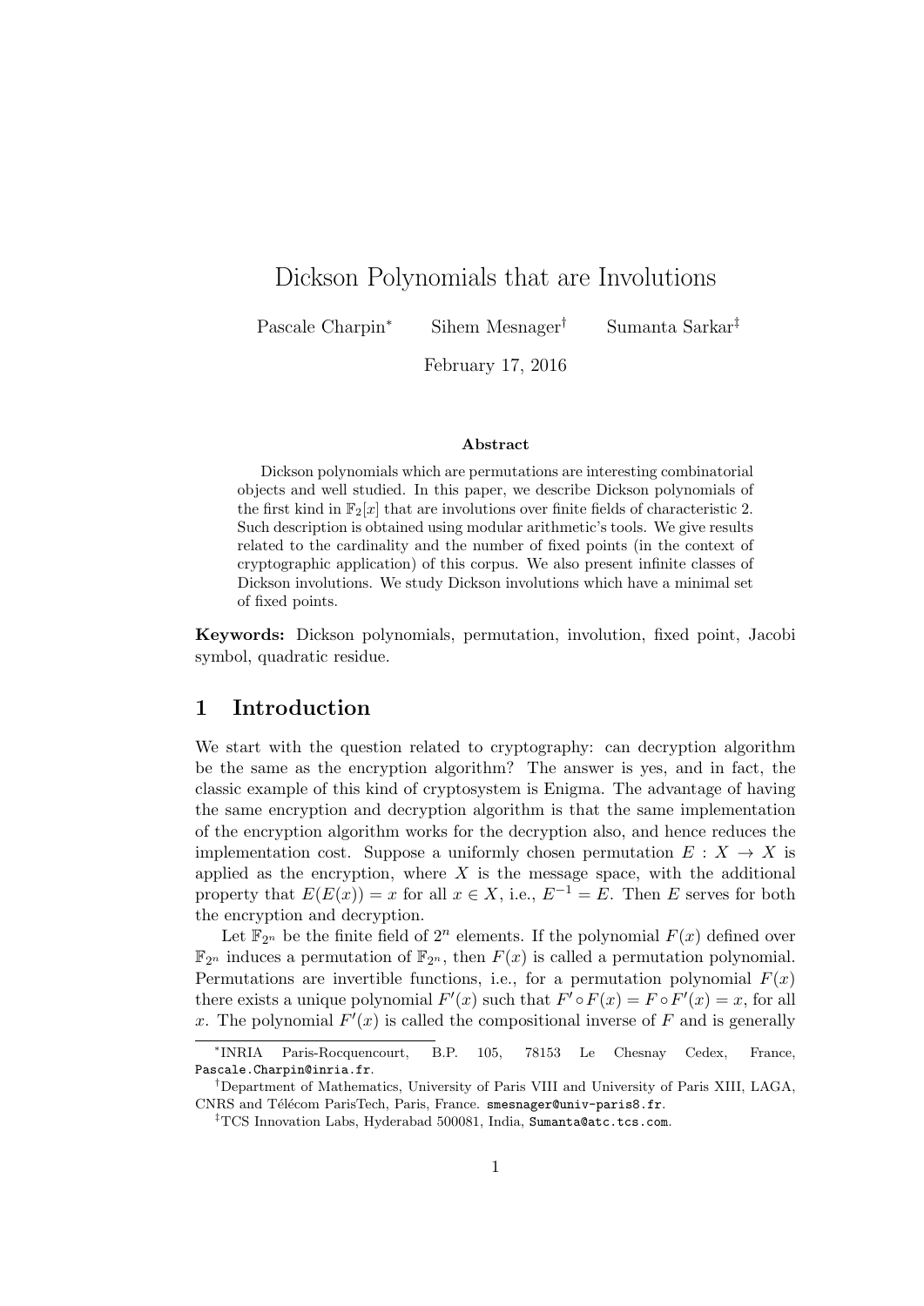# Dickson Polynomials that are Involutions

Pascale Charpin[*] Sihem Mesnager[†] Sumanta Sarkar[‡]

February 17, 2016

### Abstract

Dickson polynomials which are permutations are interesting combinatorial objects and well studied. In this paper, we describe Dickson polynomials of the first kind in $\mathbb{F}_2[x]$ that are involutions over finite fields of characteristic 2. Such description is obtained using modular arithmetic's tools. We give results related to the cardinality and the number of fixed points (in the context of cryptographic application) of this corpus. We also present infinite classes of Dickson involutions. We study Dickson involutions which have a minimal set of fixed points.

**Keywords:** Dickson polynomials, permutation, involution, fixed point, Jacobi symbol, quadratic residue.

## 1 Introduction

We start with the question related to cryptography: can decryption algorithm be the same as the encryption algorithm? The answer is yes, and in fact, the classic example of this kind of cryptosystem is Enigma. The advantage of having the same encryption and decryption algorithm is that the same implementation of the encryption algorithm works for the decryption also, and hence reduces the implementation cost. Suppose a uniformly chosen permutation $E : X \to X$ is applied as the encryption, where $X$ is the message space, with the additional property that $E(E(x)) = x$ for all $x \in X$, i.e., $E^{-1} = E$. Then $E$ serves for both the encryption and decryption.

Let $\mathbb{F}_{2^n}$ be the finite field of $2^n$ elements. If the polynomial $F(x)$ defined over $\mathbb{F}_{2^n}$ induces a permutation of $\mathbb{F}_{2^n}$, then $F(x)$ is called a permutation polynomial. Permutations are invertible functions, i.e., for a permutation polynomial $F(x)$ there exists a unique polynomial $F'(x)$ such that $F' \circ F(x) = F \circ F'(x) = x$, for all $x$. The polynomial $F'(x)$ is called the compositional inverse of $F$ and is generally

[*] INRIA Paris-Rocquencourt, B.P. 105, 78153 Le Chesnay Cedex, France, Pascale.Charpin@inria.fr.

[†] Department of Mathematics, University of Paris VIII and University of Paris XIII, LAGA, CNRS and Télécom ParisTech, Paris, France. smesnager@univ-paris8.fr.

[‡] TCS Innovation Labs, Hyderabad 500081, India, Sumanta@atc.tcs.com.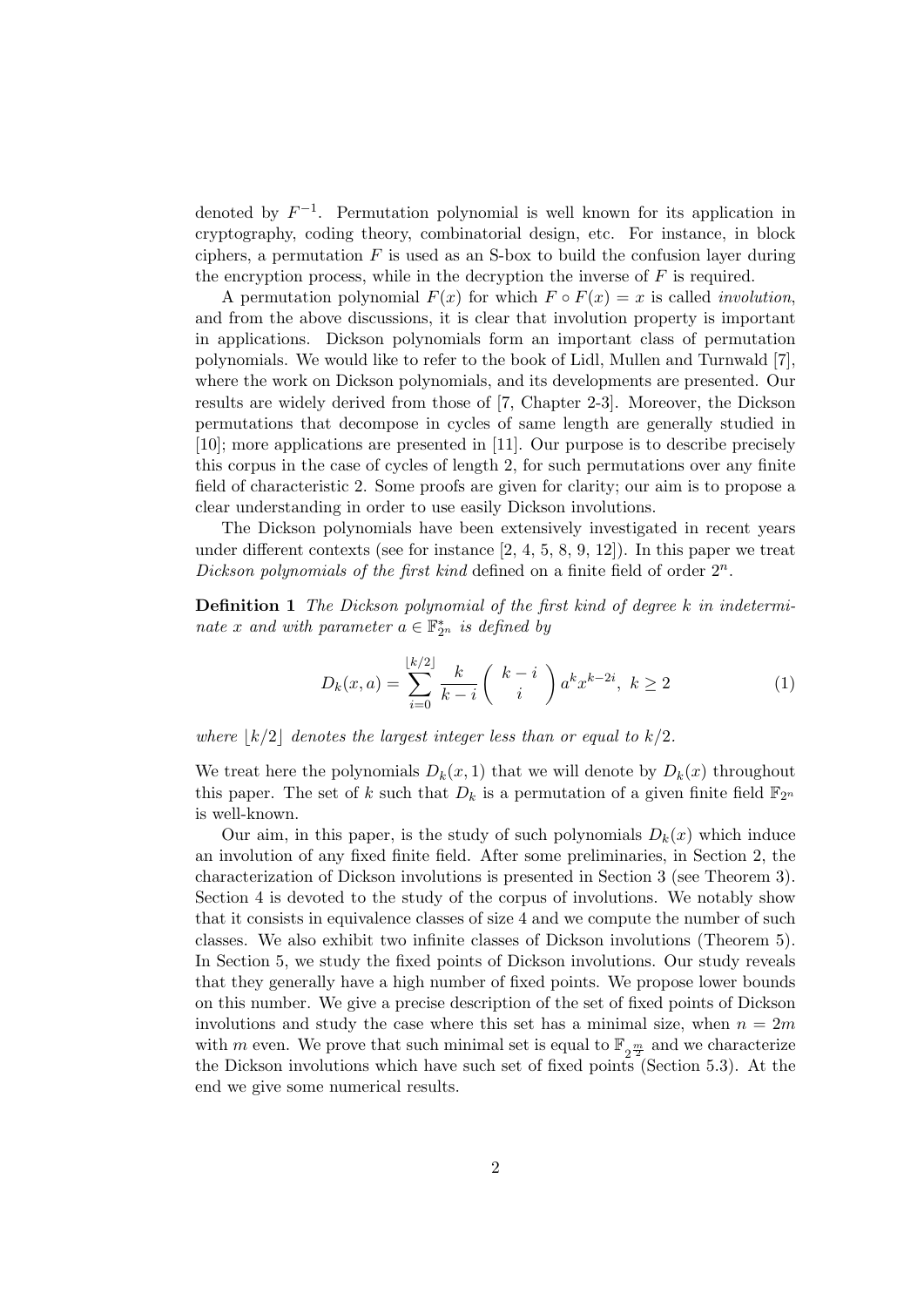denoted by $F^{-1}$. Permutation polynomial is well known for its application in cryptography, coding theory, combinatorial design, etc. For instance, in block ciphers, a permutation $F$ is used as an S-box to build the confusion layer during the encryption process, while in the decryption the inverse of $F$ is required.

A permutation polynomial $F(x)$ for which $F \circ F(x) = x$ is called *involution*, and from the above discussions, it is clear that involution property is important in applications. Dickson polynomials form an important class of permutation polynomials. We would like to refer to the book of Lidl, Mullen and Turnwald [7], where the work on Dickson polynomials, and its developments are presented. Our results are widely derived from those of [7, Chapter 2-3]. Moreover, the Dickson permutations that decompose in cycles of same length are generally studied in [10]; more applications are presented in [11]. Our purpose is to describe precisely this corpus in the case of cycles of length 2, for such permutations over any finite field of characteristic 2. Some proofs are given for clarity; our aim is to propose a clear understanding in order to use easily Dickson involutions.

The Dickson polynomials have been extensively investigated in recent years under different contexts (see for instance [2, 4, 5, 8, 9, 12]). In this paper we treat *Dickson polynomials of the first kind* defined on a finite field of order $2^n$.

**Definition 1** *The Dickson polynomial of the first kind of degree $k$ in indeterminate $x$ and with parameter $a \in \mathbb{F}_{2^n}^*$ is defined by*

$$D_k(x, a) = \sum_{i=0}^{\lfloor k/2 \rfloor} \frac{k}{k-i} \binom{k-i}{i} a^k x^{k-2i}, \ k \geq 2 \tag{1}$$

*where $\lfloor k/2 \rfloor$ denotes the largest integer less than or equal to $k/2$.*

We treat here the polynomials $D_k(x, 1)$ that we will denote by $D_k(x)$ throughout this paper. The set of $k$ such that $D_k$ is a permutation of a given finite field $\mathbb{F}_{2^n}$ is well-known.

Our aim, in this paper, is the study of such polynomials $D_k(x)$ which induce an involution of any fixed finite field. After some preliminaries, in Section 2, the characterization of Dickson involutions is presented in Section 3 (see Theorem 3). Section 4 is devoted to the study of the corpus of involutions. We notably show that it consists in equivalence classes of size 4 and we compute the number of such classes. We also exhibit two infinite classes of Dickson involutions (Theorem 5). In Section 5, we study the fixed points of Dickson involutions. Our study reveals that they generally have a high number of fixed points. We propose lower bounds on this number. We give a precise description of the set of fixed points of Dickson involutions and study the case where this set has a minimal size, when $n = 2m$ with $m$ even. We prove that such minimal set is equal to $\mathbb{F}_{2^{\frac{m}{2}}}$ and we characterize the Dickson involutions which have such set of fixed points (Section 5.3). At the end we give some numerical results.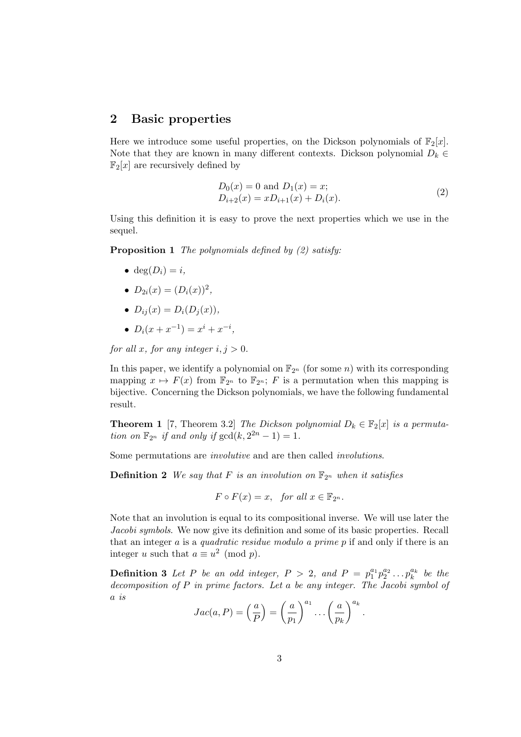## 2 Basic properties

Here we introduce some useful properties, on the Dickson polynomials of $\mathbb{F}_2[x]$. Note that they are known in many different contexts. Dickson polynomial $D_k \in \mathbb{F}_2[x]$ are recursively defined by

$$
\begin{aligned}
&D_0(x) = 0 \text{ and } D_1(x) = x; \\
&D_{i+2}(x) = xD_{i+1}(x) + D_i(x).
\end{aligned}
\tag{2}
$$

Using this definition it is easy to prove the next properties which we use in the sequel.

**Proposition 1** *The polynomials defined by (2) satisfy:*

- $\deg(D_i) = i$,
- $D_{2i}(x) = (D_i(x))^2$,
- $D_{ij}(x) = D_i(D_j(x))$,
- $D_i(x + x^{-1}) = x^i + x^{-i}$,

*for all $x$, for any integer $i, j > 0$.*

In this paper, we identify a polynomial on $\mathbb{F}_{2^n}$ (for some $n$) with its corresponding mapping $x \mapsto F(x)$ from $\mathbb{F}_{2^n}$ to $\mathbb{F}_{2^n}$; $F$ is a permutation when this mapping is bijective. Concerning the Dickson polynomials, we have the following fundamental result.

**Theorem 1** [7, Theorem 3.2] *The Dickson polynomial $D_k \in \mathbb{F}_2[x]$ is a permutation on $\mathbb{F}_{2^n}$ if and only if $\gcd(k, 2^{2n} - 1) = 1$.*

Some permutations are *involutive* and are then called *involutions*.

**Definition 2** *We say that $F$ is an involution on $\mathbb{F}_{2^n}$ when it satisfies*

$$F \circ F(x) = x, \quad \textit{for all } x \in \mathbb{F}_{2^n}.$$

Note that an involution is equal to its compositional inverse. We will use later the *Jacobi symbols*. We now give its definition and some of its basic properties. Recall that an integer $a$ is a *quadratic residue modulo a prime $p$* if and only if there is an integer $u$ such that $a \equiv u^2 \pmod{p}$.

**Definition 3** *Let $P$ be an odd integer, $P > 2$, and $P = p_1^{a_1} p_2^{a_2} \dots p_k^{a_k}$ be the decomposition of $P$ in prime factors. Let $a$ be any integer. The Jacobi symbol of $a$ is*

$$Jac(a, P) = \left(\frac{a}{P}\right) = \left(\frac{a}{p_1}\right)^{a_1} \dots \left(\frac{a}{p_k}\right)^{a_k}.$$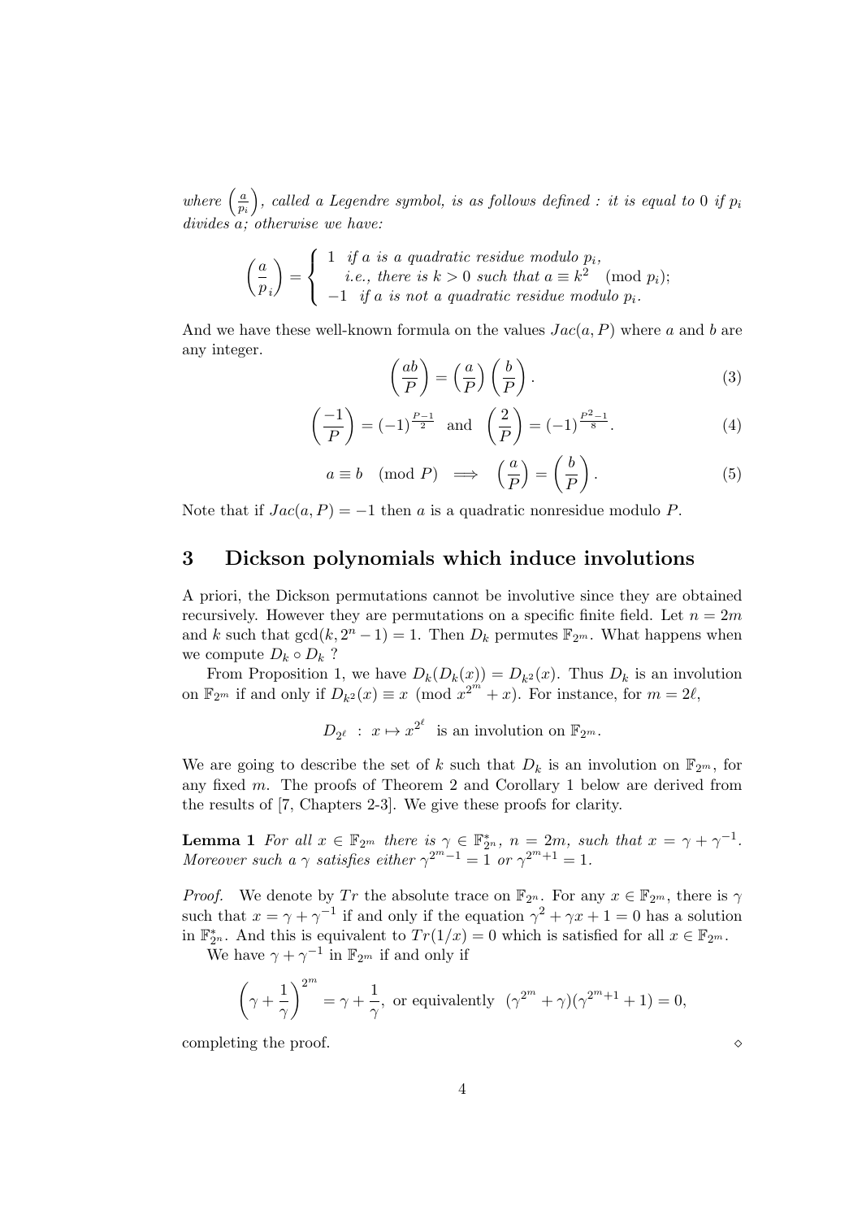*where* $\left(\frac{a}{p_i}\right)$*, called a Legendre symbol, is as follows defined : it is equal to* 0 *if* $p_i$ *divides* $a$*; otherwise we have:*

$$\left(\frac{a}{p}_i\right) = \begin{cases} 1 & \textit{if } a \textit{ is a quadratic residue modulo } p_i, \\ & \textit{i.e., there is } k > 0 \textit{ such that } a \equiv k^2 \pmod{p_i}; \\ -1 & \textit{if } a \textit{ is not a quadratic residue modulo } p_i. \end{cases}$$

And we have these well-known formula on the values $Jac(a, P)$ where $a$ and $b$ are any integer.

$$\left(\frac{ab}{P}\right) = \left(\frac{a}{P}\right)\left(\frac{b}{P}\right). \tag{3}$$

$$\left(\frac{-1}{P}\right) = (-1)^{\frac{P-1}{2}} \quad \text{and} \quad \left(\frac{2}{P}\right) = (-1)^{\frac{P^2-1}{8}}. \tag{4}$$

$$a \equiv b \pmod{P} \implies \left(\frac{a}{P}\right) = \left(\frac{b}{P}\right). \tag{5}$$

Note that if $Jac(a, P) = -1$ then $a$ is a quadratic nonresidue modulo $P$.

## 3 Dickson polynomials which induce involutions

A priori, the Dickson permutations cannot be involutive since they are obtained recursively. However they are permutations on a specific finite field. Let $n = 2m$ and $k$ such that $\gcd(k, 2^n - 1) = 1$. Then $D_k$ permutes $\mathbb{F}_{2^m}$. What happens when we compute $D_k \circ D_k$ ?

From Proposition 1, we have $D_k(D_k(x)) = D_{k^2}(x)$. Thus $D_k$ is an involution on $\mathbb{F}_{2^m}$ if and only if $D_{k^2}(x) \equiv x \pmod{x^{2^m} + x}$. For instance, for $m = 2\ell$,

$$D_{2^\ell} \ : \ x \mapsto x^{2^\ell} \ \text{ is an involution on } \mathbb{F}_{2^m}.$$

We are going to describe the set of $k$ such that $D_k$ is an involution on $\mathbb{F}_{2^m}$, for any fixed $m$. The proofs of Theorem 2 and Corollary 1 below are derived from the results of [7, Chapters 2-3]. We give these proofs for clarity.

**Lemma 1** *For all* $x \in \mathbb{F}_{2^m}$ *there is* $\gamma \in \mathbb{F}_{2^n}^*$*,* $n = 2m$*, such that* $x = \gamma + \gamma^{-1}$*. Moreover such a* $\gamma$ *satisfies either* $\gamma^{2^m-1} = 1$ *or* $\gamma^{2^m+1} = 1$*.*

*Proof.* We denote by $Tr$ the absolute trace on $\mathbb{F}_{2^n}$. For any $x \in \mathbb{F}_{2^m}$, there is $\gamma$ such that $x = \gamma + \gamma^{-1}$ if and only if the equation $\gamma^2 + \gamma x + 1 = 0$ has a solution in $\mathbb{F}_{2^n}^*$. And this is equivalent to $Tr(1/x) = 0$ which is satisfied for all $x \in \mathbb{F}_{2^m}$.

We have $\gamma + \gamma^{-1}$ in $\mathbb{F}_{2^m}$ if and only if

$$\left(\gamma + \frac{1}{\gamma}\right)^{2^m} = \gamma + \frac{1}{\gamma}, \text{ or equivalently } \ (\gamma^{2^m} + \gamma)(\gamma^{2^m+1} + 1) = 0,$$

completing the proof. $\diamond$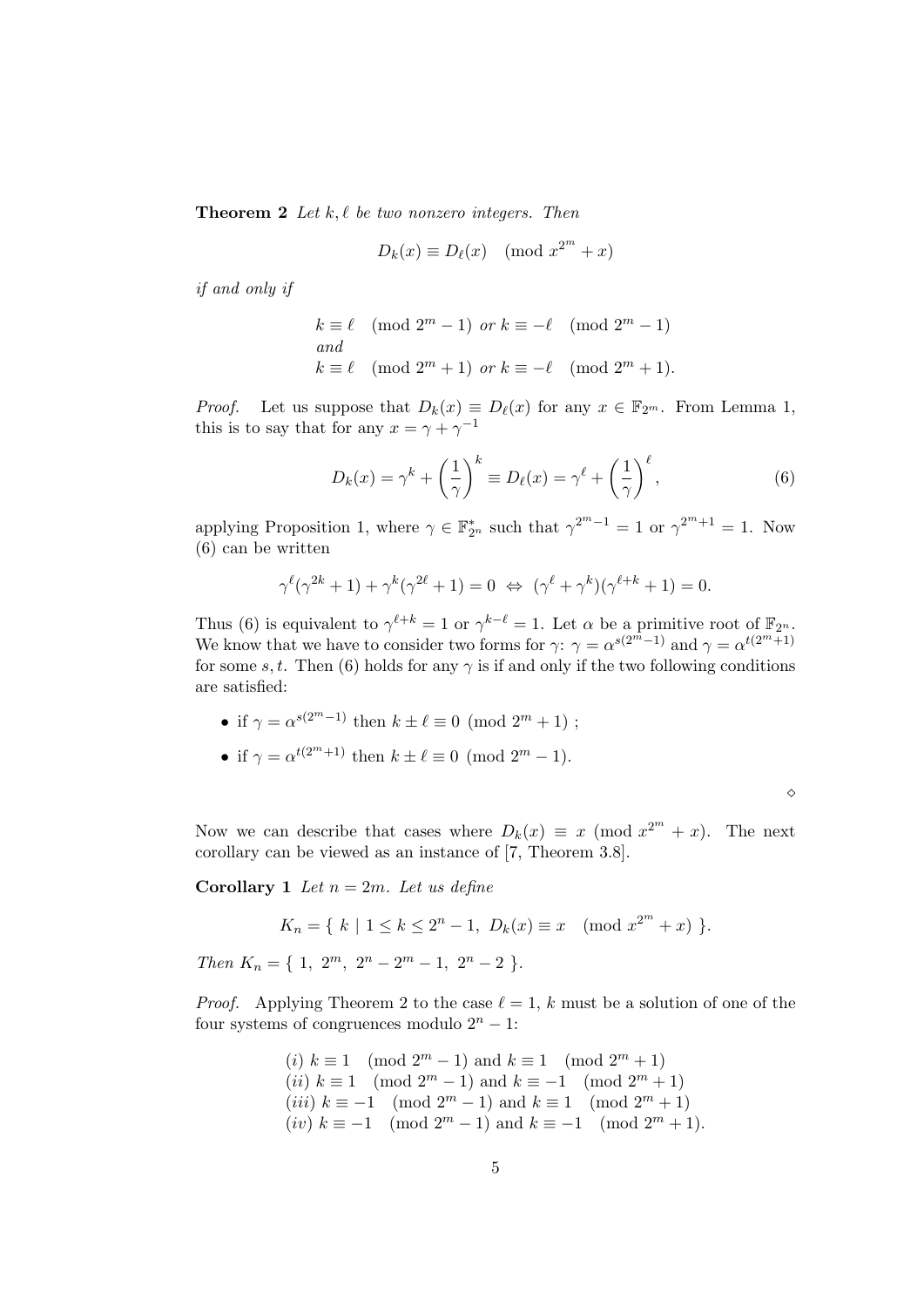**Theorem 2** *Let $k, \ell$ be two nonzero integers. Then*

$$D_k(x) \equiv D_\ell(x) \pmod{x^{2^m} + x}$$

*if and only if*

$$\begin{array}{l} k \equiv \ell \pmod{2^m - 1} \text{ or } k \equiv -\ell \pmod{2^m - 1} \\ \text{and} \\ k \equiv \ell \pmod{2^m + 1} \text{ or } k \equiv -\ell \pmod{2^m + 1}. \end{array}$$

*Proof.* Let us suppose that $D_k(x) \equiv D_\ell(x)$ for any $x \in \mathbb{F}_{2^m}$. From Lemma 1, this is to say that for any $x = \gamma + \gamma^{-1}$

$$D_k(x) = \gamma^k + \left(\frac{1}{\gamma}\right)^k \equiv D_\ell(x) = \gamma^\ell + \left(\frac{1}{\gamma}\right)^\ell, \tag{6}$$

applying Proposition 1, where $\gamma \in \mathbb{F}_{2^n}^*$ such that $\gamma^{2^m-1} = 1$ or $\gamma^{2^m+1} = 1$. Now (6) can be written

$$\gamma^\ell(\gamma^{2k} + 1) + \gamma^k(\gamma^{2\ell} + 1) = 0 \;\Leftrightarrow\; (\gamma^\ell + \gamma^k)(\gamma^{\ell+k} + 1) = 0.$$

Thus (6) is equivalent to $\gamma^{\ell+k} = 1$ or $\gamma^{k-\ell} = 1$. Let $\alpha$ be a primitive root of $\mathbb{F}_{2^n}$. We know that we have to consider two forms for $\gamma$: $\gamma = \alpha^{s(2^m-1)}$ and $\gamma = \alpha^{t(2^m+1)}$ for some $s, t$. Then (6) holds for any $\gamma$ is if and only if the two following conditions are satisfied:

- if $\gamma = \alpha^{s(2^m-1)}$ then $k \pm \ell \equiv 0 \pmod{2^m + 1}$ ;
- if $\gamma = \alpha^{t(2^m+1)}$ then $k \pm \ell \equiv 0 \pmod{2^m - 1}$.

$\diamond$

Now we can describe that cases where $D_k(x) \equiv x \pmod{x^{2^m} + x}$. The next corollary can be viewed as an instance of [7, Theorem 3.8].

**Corollary 1** *Let $n = 2m$. Let us define*

$$K_n = \{\ k \mid 1 \le k \le 2^n - 1,\ D_k(x) \equiv x \pmod{x^{2^m} + x}\ \}.$$

*Then $K_n = \{\ 1,\ 2^m,\ 2^n - 2^m - 1,\ 2^n - 2\ \}$.*

*Proof.* Applying Theorem 2 to the case $\ell = 1$, $k$ must be a solution of one of the four systems of congruences modulo $2^n - 1$:

$(i)$ $k \equiv 1 \pmod{2^m - 1}$ and $k \equiv 1 \pmod{2^m + 1}$
$(ii)$ $k \equiv 1 \pmod{2^m - 1}$ and $k \equiv -1 \pmod{2^m + 1}$
$(iii)$ $k \equiv -1 \pmod{2^m - 1}$ and $k \equiv 1 \pmod{2^m + 1}$
$(iv)$ $k \equiv -1 \pmod{2^m - 1}$ and $k \equiv -1 \pmod{2^m + 1}$.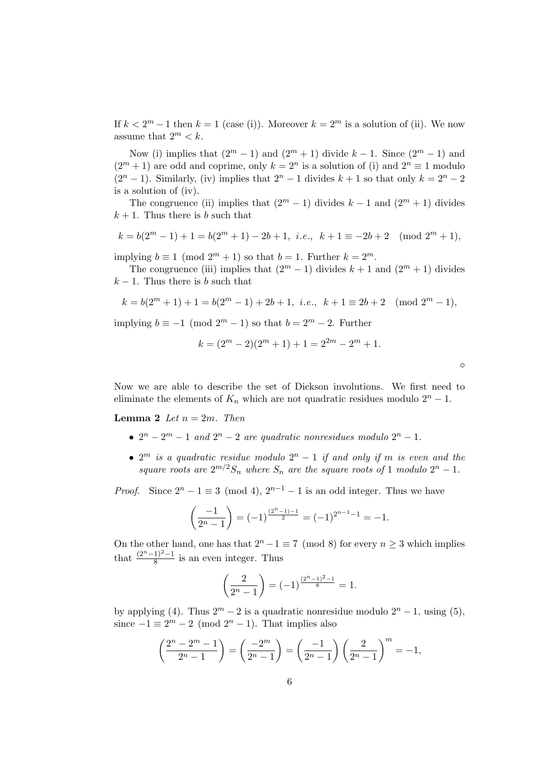If $k < 2^m - 1$ then $k = 1$ (case (i)). Moreover $k = 2^m$ is a solution of (ii). We now assume that $2^m < k$.

Now (i) implies that $(2^m - 1)$ and $(2^m + 1)$ divide $k - 1$. Since $(2^m - 1)$ and $(2^m + 1)$ are odd and coprime, only $k = 2^n$ is a solution of (i) and $2^n \equiv 1$ modulo $(2^n - 1)$. Similarly, (iv) implies that $2^n - 1$ divides $k + 1$ so that only $k = 2^n - 2$ is a solution of (iv).

The congruence (ii) implies that $(2^m - 1)$ divides $k - 1$ and $(2^m + 1)$ divides $k + 1$. Thus there is $b$ such that

$$k = b(2^m - 1) + 1 = b(2^m + 1) - 2b + 1, \ \textit{i.e.}, \ \ k + 1 \equiv -2b + 2 \pmod{2^m + 1},$$

implying $b \equiv 1 \pmod{2^m + 1}$ so that $b = 1$. Further $k = 2^m$.

The congruence (iii) implies that $(2^m - 1)$ divides $k + 1$ and $(2^m + 1)$ divides $k - 1$. Thus there is $b$ such that

$$k = b(2^m + 1) + 1 = b(2^m - 1) + 2b + 1, \ \textit{i.e.}, \ \ k + 1 \equiv 2b + 2 \pmod{2^m - 1},$$

implying $b \equiv -1 \pmod{2^m - 1}$ so that $b = 2^m - 2$. Further

$$k = (2^m - 2)(2^m + 1) + 1 = 2^{2m} - 2^m + 1.$$

$\diamond$

Now we are able to describe the set of Dickson involutions. We first need to eliminate the elements of $K_n$ which are not quadratic residues modulo $2^n - 1$.

**Lemma 2** *Let $n = 2m$. Then*

- *$2^n - 2^m - 1$ and $2^n - 2$ are quadratic nonresidues modulo $2^n - 1$.*
- *$2^m$ is a quadratic residue modulo $2^n - 1$ if and only if $m$ is even and the square roots are $2^{m/2} S_n$ where $S_n$ are the square roots of $1$ modulo $2^n - 1$.*

*Proof.* Since $2^n - 1 \equiv 3 \pmod 4$, $2^{n-1} - 1$ is an odd integer. Thus we have

$$\left(\frac{-1}{2^n - 1}\right) = (-1)^{\frac{(2^n-1)-1}{2}} = (-1)^{2^{n-1}-1} = -1.$$

On the other hand, one has that $2^n - 1 \equiv 7 \pmod 8$ for every $n \geq 3$ which implies that $\frac{(2^n-1)^2-1}{8}$ is an even integer. Thus

$$\left(\frac{2}{2^n - 1}\right) = (-1)^{\frac{(2^n-1)^2-1}{8}} = 1.$$

by applying (4). Thus $2^m - 2$ is a quadratic nonresidue modulo $2^n - 1$, using (5), since $-1 \equiv 2^m - 2 \pmod{2^n - 1}$. That implies also

$$\left(\frac{2^n - 2^m - 1}{2^n - 1}\right) = \left(\frac{-2^m}{2^n - 1}\right) = \left(\frac{-1}{2^n - 1}\right)\left(\frac{2}{2^n - 1}\right)^m = -1,$$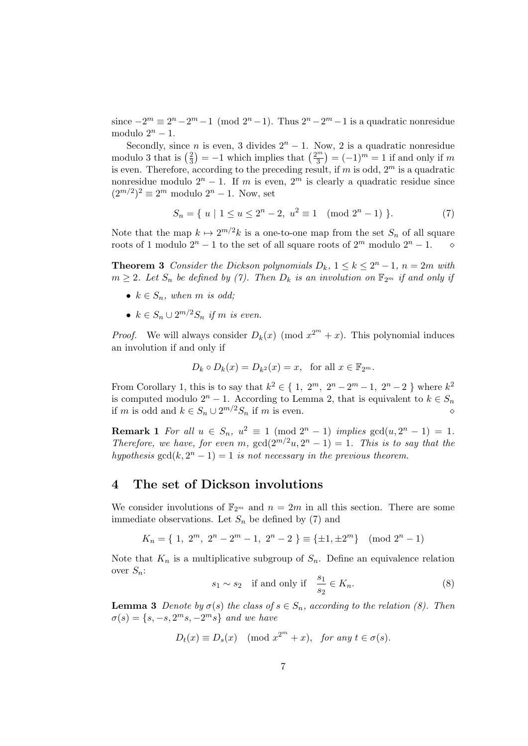since $-2^m \equiv 2^n - 2^m - 1 \pmod{2^n - 1}$. Thus $2^n - 2^m - 1$ is a quadratic nonresidue modulo $2^n - 1$.

Secondly, since $n$ is even, 3 divides $2^n - 1$. Now, 2 is a quadratic nonresidue modulo 3 that is $\left(\frac{2}{3}\right) = -1$ which implies that $\left(\frac{2^m}{3}\right) = (-1)^m = 1$ if and only if $m$ is even. Therefore, according to the preceding result, if $m$ is odd, $2^m$ is a quadratic nonresidue modulo $2^n - 1$. If $m$ is even, $2^m$ is clearly a quadratic residue since $(2^{m/2})^2 \equiv 2^m$ modulo $2^n - 1$. Now, set

$$S_n = \{\ u \mid 1 \leq u \leq 2^n - 2,\ u^2 \equiv 1 \pmod{2^n - 1}\ \}. \tag{7}$$

Note that the map $k \mapsto 2^{m/2}k$ is a one-to-one map from the set $S_n$ of all square roots of 1 modulo $2^n - 1$ to the set of all square roots of $2^m$ modulo $2^n - 1$. $\diamond$

**Theorem 3** *Consider the Dickson polynomials $D_k$, $1 \leq k \leq 2^n - 1$, $n = 2m$ with $m \geq 2$. Let $S_n$ be defined by (7). Then $D_k$ is an involution on $\mathbb{F}_{2^m}$ if and only if*

- *$k \in S_n$, when $m$ is odd;*
- *$k \in S_n \cup 2^{m/2} S_n$ if $m$ is even.*

*Proof.* We will always consider $D_k(x) \pmod{x^{2^m} + x}$. This polynomial induces an involution if and only if

$$D_k \circ D_k(x) = D_{k^2}(x) = x, \quad \text{for all } x \in \mathbb{F}_{2^m}.$$

From Corollary 1, this is to say that $k^2 \in \{\ 1,\ 2^m,\ 2^n - 2^m - 1,\ 2^n - 2\ \}$ where $k^2$ is computed modulo $2^n - 1$. According to Lemma 2, that is equivalent to $k \in S_n$ if $m$ is odd and $k \in S_n \cup 2^{m/2} S_n$ if $m$ is even. $\diamond$

**Remark 1** *For all $u \in S_n$, $u^2 \equiv 1 \pmod{2^n - 1}$ implies $\gcd(u, 2^n - 1) = 1$. Therefore, we have, for even $m$, $\gcd(2^{m/2}u, 2^n - 1) = 1$. This is to say that the hypothesis $\gcd(k, 2^n - 1) = 1$ is not necessary in the previous theorem.*

## 4 The set of Dickson involutions

We consider involutions of $\mathbb{F}_{2^m}$ and $n = 2m$ in all this section. There are some immediate observations. Let $S_n$ be defined by (7) and

$$K_n = \{\ 1,\ 2^m,\ 2^n - 2^m - 1,\ 2^n - 2\ \} \equiv \{\pm 1, \pm 2^m\} \pmod{2^n - 1}$$

Note that $K_n$ is a multiplicative subgroup of $S_n$. Define an equivalence relation over $S_n$:

$$s_1 \sim s_2 \quad \text{if and only if} \quad \frac{s_1}{s_2} \in K_n. \tag{8}$$

**Lemma 3** *Denote by $\sigma(s)$ the class of $s \in S_n$, according to the relation (8). Then $\sigma(s) = \{s, -s, 2^m s, -2^m s\}$ and we have*

$$D_t(x) \equiv D_s(x) \pmod{x^{2^m} + x}, \quad \textit{for any } t \in \sigma(s).$$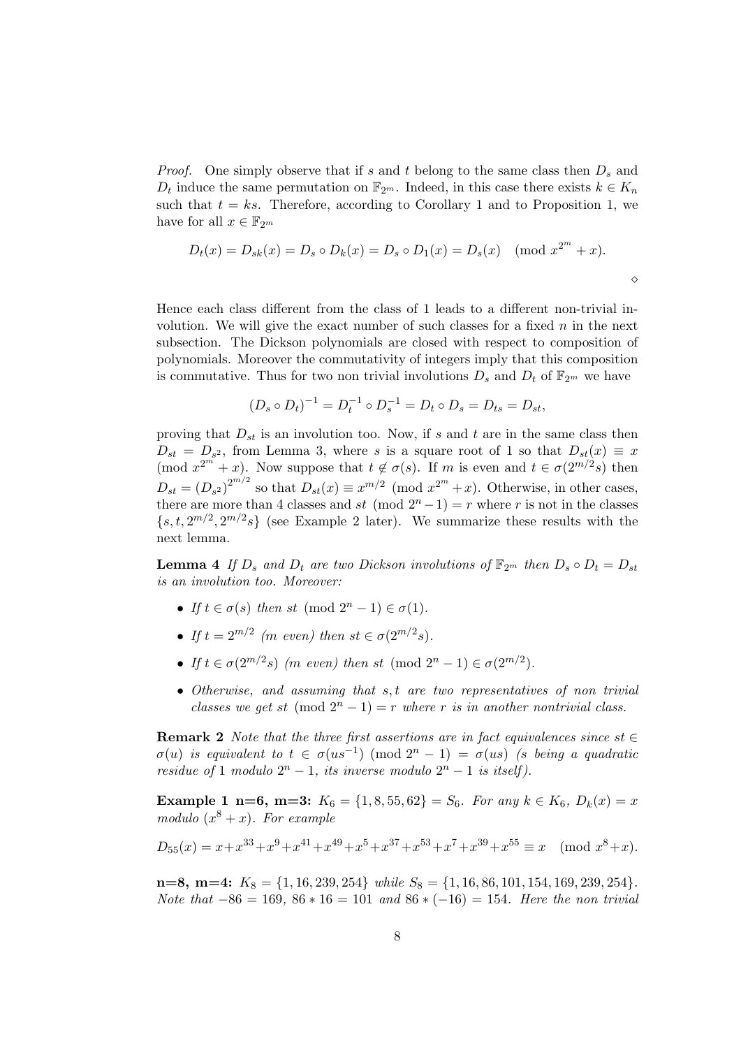*Proof.* One simply observe that if $s$ and $t$ belong to the same class then $D_s$ and $D_t$ induce the same permutation on $\mathbb{F}_{2^m}$. Indeed, in this case there exists $k \in K_n$ such that $t = ks$. Therefore, according to Corollary 1 and to Proposition 1, we have for all $x \in \mathbb{F}_{2^m}$

$$D_t(x) = D_{sk}(x) = D_s \circ D_k(x) = D_s \circ D_1(x) = D_s(x) \pmod{x^{2^m} + x}.$$

$\diamond$

Hence each class different from the class of 1 leads to a different non-trivial involution. We will give the exact number of such classes for a fixed $n$ in the next subsection. The Dickson polynomials are closed with respect to composition of polynomials. Moreover the commutativity of integers imply that this composition is commutative. Thus for two non trivial involutions $D_s$ and $D_t$ of $\mathbb{F}_{2^m}$ we have

$$(D_s \circ D_t)^{-1} = D_t^{-1} \circ D_s^{-1} = D_t \circ D_s = D_{ts} = D_{st},$$

proving that $D_{st}$ is an involution too. Now, if $s$ and $t$ are in the same class then $D_{st} = D_{s^2}$, from Lemma 3, where $s$ is a square root of 1 so that $D_{st}(x) \equiv x \pmod{x^{2^m} + x}$. Now suppose that $t \notin \sigma(s)$. If $m$ is even and $t \in \sigma(2^{m/2}s)$ then $D_{st} = (D_{s^2})^{2^{m/2}}$ so that $D_{st}(x) \equiv x^{m/2} \pmod{x^{2^m} + x}$. Otherwise, in other cases, there are more than 4 classes and $st \pmod{2^n - 1} = r$ where $r$ is not in the classes $\{s, t, 2^{m/2}, 2^{m/2}s\}$ (see Example 2 later). We summarize these results with the next lemma.

**Lemma 4** *If $D_s$ and $D_t$ are two Dickson involutions of $\mathbb{F}_{2^m}$ then $D_s \circ D_t = D_{st}$ is an involution too. Moreover:*

- *If $t \in \sigma(s)$ then $st \pmod{2^n - 1} \in \sigma(1)$.*
- *If $t = 2^{m/2}$ ($m$ even) then $st \in \sigma(2^{m/2}s)$.*
- *If $t \in \sigma(2^{m/2}s)$ ($m$ even) then $st \pmod{2^n - 1} \in \sigma(2^{m/2})$.*
- *Otherwise, and assuming that $s, t$ are two representatives of non trivial classes we get $st \pmod{2^n - 1} = r$ where $r$ is in another nontrivial class.*

**Remark 2** *Note that the three first assertions are in fact equivalences since $st \in \sigma(u)$ is equivalent to $t \in \sigma(us^{-1}) \pmod{2^n - 1} = \sigma(us)$ ($s$ being a quadratic residue of 1 modulo $2^n - 1$, its inverse modulo $2^n - 1$ is itself).*

**Example 1 n=6, m=3:** *$K_6 = \{1, 8, 55, 62\} = S_6$. For any $k \in K_6$, $D_k(x) = x$ modulo $(x^8 + x)$. For example*

$$D_{55}(x) = x + x^{33} + x^9 + x^{41} + x^{49} + x^5 + x^{37} + x^{53} + x^7 + x^{39} + x^{55} \equiv x \pmod{x^8 + x}.$$

**n=8, m=4:** *$K_8 = \{1, 16, 239, 254\}$ while $S_8 = \{1, 16, 86, 101, 154, 169, 239, 254\}$. Note that $-86 = 169$, $86 * 16 = 101$ and $86 * (-16) = 154$. Here the non trivial*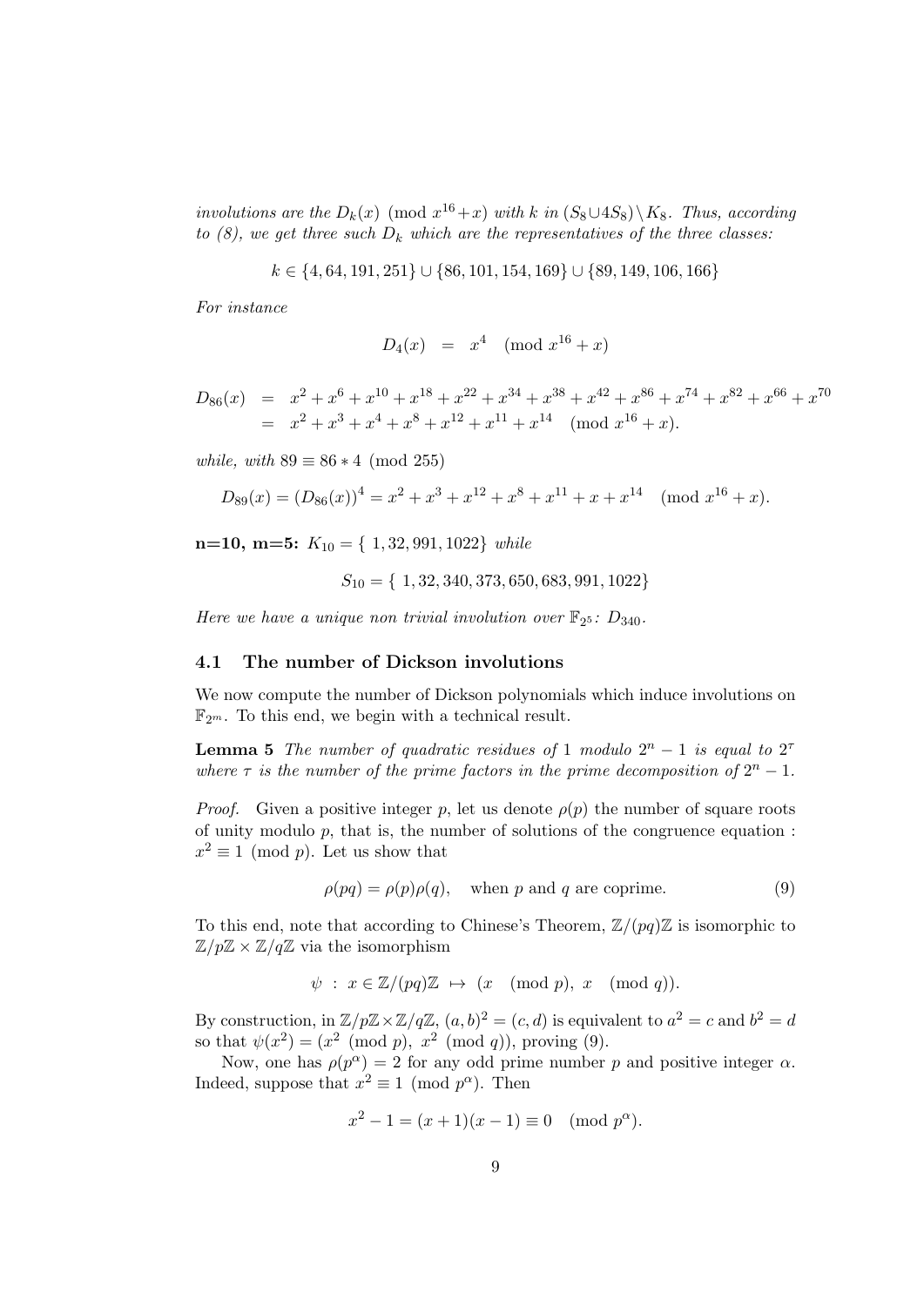*involutions are the $D_k(x) \pmod{x^{16}+x}$ with $k$ in $(S_8 \cup 4S_8)\setminus K_8$. Thus, according to (8), we get three such $D_k$ which are the representatives of the three classes:*

$$k \in \{4, 64, 191, 251\} \cup \{86, 101, 154, 169\} \cup \{89, 149, 106, 166\}$$

*For instance*

$$D_4(x) \;=\; x^4 \pmod{x^{16}+x}$$

$$\begin{aligned} D_{86}(x) &= x^2+x^6+x^{10}+x^{18}+x^{22}+x^{34}+x^{38}+x^{42}+x^{86}+x^{74}+x^{82}+x^{66}+x^{70} \\ &= x^2+x^3+x^4+x^8+x^{12}+x^{11}+x^{14} \pmod{x^{16}+x}. \end{aligned}$$

*while, with $89 \equiv 86 * 4 \pmod{255}$*

$$D_{89}(x) = (D_{86}(x))^4 = x^2+x^3+x^{12}+x^8+x^{11}+x+x^{14} \pmod{x^{16}+x}.$$

**n=10, m=5:** $K_{10} = \{\ 1, 32, 991, 1022\}$ *while*

$$S_{10} = \{\ 1, 32, 340, 373, 650, 683, 991, 1022\}$$

*Here we have a unique non trivial involution over $\mathbb{F}_{2^5}$: $D_{340}$.*

### 4.1 The number of Dickson involutions

We now compute the number of Dickson polynomials which induce involutions on $\mathbb{F}_{2^m}$. To this end, we begin with a technical result.

**Lemma 5** *The number of quadratic residues of 1 modulo $2^n-1$ is equal to $2^\tau$ where $\tau$ is the number of the prime factors in the prime decomposition of $2^n-1$.*

*Proof.* Given a positive integer $p$, let us denote $\rho(p)$ the number of square roots of unity modulo $p$, that is, the number of solutions of the congruence equation : $x^2 \equiv 1 \pmod{p}$. Let us show that

$$\rho(pq) = \rho(p)\rho(q), \quad \text{when } p \text{ and } q \text{ are coprime.} \tag{9}$$

To this end, note that according to Chinese's Theorem, $\mathbb{Z}/(pq)\mathbb{Z}$ is isomorphic to $\mathbb{Z}/p\mathbb{Z} \times \mathbb{Z}/q\mathbb{Z}$ via the isomorphism

$$\psi \;:\; x \in \mathbb{Z}/(pq)\mathbb{Z} \;\mapsto\; (x \pmod{p},\; x \pmod{q}).$$

By construction, in $\mathbb{Z}/p\mathbb{Z}\times\mathbb{Z}/q\mathbb{Z}$, $(a,b)^2 = (c,d)$ is equivalent to $a^2 = c$ and $b^2 = d$ so that $\psi(x^2) = (x^2 \pmod{p},\ x^2 \pmod{q})$, proving (9).

Now, one has $\rho(p^\alpha) = 2$ for any odd prime number $p$ and positive integer $\alpha$. Indeed, suppose that $x^2 \equiv 1 \pmod{p^\alpha}$. Then

$$x^2 - 1 = (x+1)(x-1) \equiv 0 \pmod{p^\alpha}.$$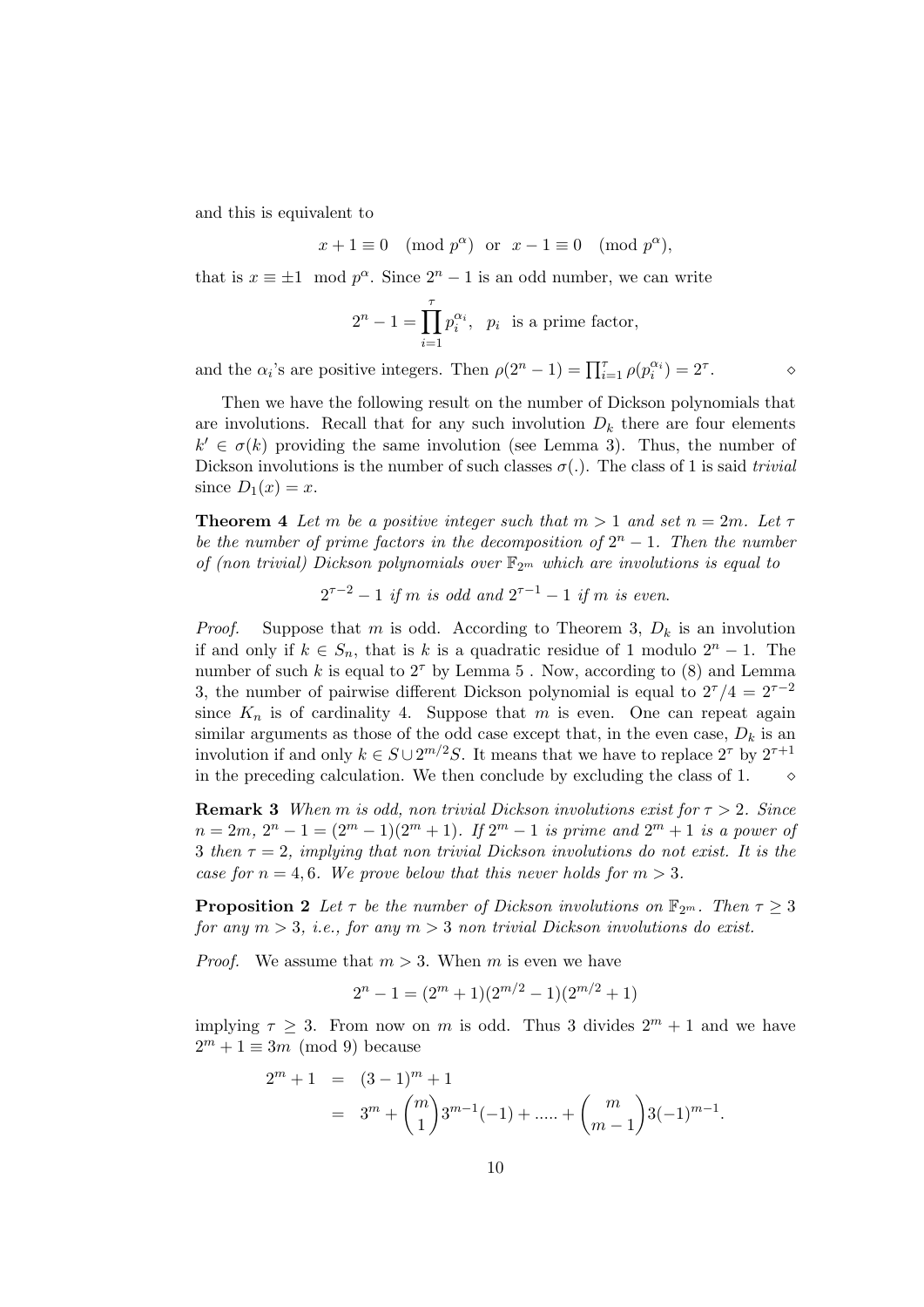and this is equivalent to

$$x + 1 \equiv 0 \pmod{p^\alpha} \text{ or } x - 1 \equiv 0 \pmod{p^\alpha},$$

that is $x \equiv \pm 1 \mod p^\alpha$. Since $2^n - 1$ is an odd number, we can write

$$2^n - 1 = \prod_{i=1}^{\tau} p_i^{\alpha_i}, \quad p_i \text{ is a prime factor,}$$

and the $\alpha_i$'s are positive integers. Then $\rho(2^n - 1) = \prod_{i=1}^{\tau} \rho(p_i^{\alpha_i}) = 2^\tau$. $\diamond$

Then we have the following result on the number of Dickson polynomials that are involutions. Recall that for any such involution $D_k$ there are four elements $k' \in \sigma(k)$ providing the same involution (see Lemma 3). Thus, the number of Dickson involutions is the number of such classes $\sigma(.)$. The class of 1 is said *trivial* since $D_1(x) = x$.

**Theorem 4** *Let $m$ be a positive integer such that $m > 1$ and set $n = 2m$. Let $\tau$ be the number of prime factors in the decomposition of $2^n - 1$. Then the number of (non trivial) Dickson polynomials over $\mathbb{F}_{2^m}$ which are involutions is equal to*

$$2^{\tau-2} - 1 \textit{ if } m \textit{ is odd and } 2^{\tau-1} - 1 \textit{ if } m \textit{ is even.}$$

*Proof.* Suppose that $m$ is odd. According to Theorem 3, $D_k$ is an involution if and only if $k \in S_n$, that is $k$ is a quadratic residue of 1 modulo $2^n - 1$. The number of such $k$ is equal to $2^\tau$ by Lemma 5 . Now, according to (8) and Lemma 3, the number of pairwise different Dickson polynomial is equal to $2^\tau/4 = 2^{\tau-2}$ since $K_n$ is of cardinality 4. Suppose that $m$ is even. One can repeat again similar arguments as those of the odd case except that, in the even case, $D_k$ is an involution if and only $k \in S \cup 2^{m/2}S$. It means that we have to replace $2^\tau$ by $2^{\tau+1}$ in the preceding calculation. We then conclude by excluding the class of 1. $\diamond$

**Remark 3** *When $m$ is odd, non trivial Dickson involutions exist for $\tau > 2$. Since $n = 2m$, $2^n - 1 = (2^m - 1)(2^m + 1)$. If $2^m - 1$ is prime and $2^m + 1$ is a power of 3 then $\tau = 2$, implying that non trivial Dickson involutions do not exist. It is the case for $n = 4, 6$. We prove below that this never holds for $m > 3$.*

**Proposition 2** *Let $\tau$ be the number of Dickson involutions on $\mathbb{F}_{2^m}$. Then $\tau \geq 3$ for any $m > 3$, i.e., for any $m > 3$ non trivial Dickson involutions do exist.*

*Proof.* We assume that $m > 3$. When $m$ is even we have

$$2^n - 1 = (2^m + 1)(2^{m/2} - 1)(2^{m/2} + 1)$$

implying $\tau \geq 3$. From now on $m$ is odd. Thus 3 divides $2^m + 1$ and we have $2^m + 1 \equiv 3m \pmod 9$ because

$$\begin{aligned} 2^m + 1 &= (3 - 1)^m + 1 \\ &= 3^m + \binom{m}{1} 3^{m-1}(-1) + ..... + \binom{m}{m-1} 3(-1)^{m-1}. \end{aligned}$$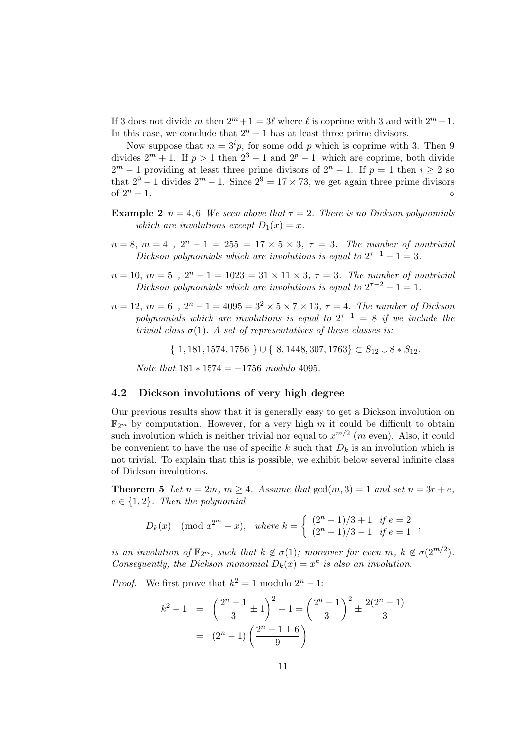If 3 does not divide $m$ then $2^m+1 = 3\ell$ where $\ell$ is coprime with 3 and with $2^m-1$. In this case, we conclude that $2^n-1$ has at least three prime divisors.

Now suppose that $m = 3^i p$, for some odd $p$ which is coprime with 3. Then 9 divides $2^m+1$. If $p > 1$ then $2^3-1$ and $2^p-1$, which are coprime, both divide $2^m-1$ providing at least three prime divisors of $2^n-1$. If $p=1$ then $i \geq 2$ so that $2^9-1$ divides $2^m-1$. Since $2^9 = 17 \times 73$, we get again three prime divisors of $2^n-1$. $\diamond$

**Example 2** $n = 4, 6$ *We seen above that* $\tau = 2$. *There is no Dickson polynomials which are involutions except* $D_1(x) = x$.

$n = 8$, $m = 4$ , $2^n-1 = 255 = 17 \times 5 \times 3$, $\tau = 3$. *The number of nontrivial Dickson polynomials which are involutions is equal to* $2^{\tau-1}-1 = 3$.

$n = 10$, $m = 5$ , $2^n-1 = 1023 = 31 \times 11 \times 3$, $\tau = 3$. *The number of nontrivial Dickson polynomials which are involutions is equal to* $2^{\tau-2}-1 = 1$.

$n = 12$, $m = 6$ , $2^n-1 = 4095 = 3^2 \times 5 \times 7 \times 13$, $\tau = 4$. *The number of Dickson polynomials which are involutions is equal to* $2^{\tau-1} = 8$ *if we include the trivial class* $\sigma(1)$. *A set of representatives of these classes is:*

$$\{\ 1, 181, 1574, 1756\ \} \cup \{\ 8, 1448, 307, 1763\} \subset S_{12} \cup 8 * S_{12}.$$

*Note that* $181 * 1574 = -1756$ *modulo* 4095.

### 4.2 Dickson involutions of very high degree

Our previous results show that it is generally easy to get a Dickson involution on $\mathbb{F}_{2^m}$ by computation. However, for a very high $m$ it could be difficult to obtain such involution which is neither trivial nor equal to $x^{m/2}$ ($m$ even). Also, it could be convenient to have the use of specific $k$ such that $D_k$ is an involution which is not trivial. To explain that this is possible, we exhibit below several infinite class of Dickson involutions.

**Theorem 5** *Let* $n = 2m$, $m \geq 4$. *Assume that* $\gcd(m, 3) = 1$ *and set* $n = 3r + e$, $e \in \{1, 2\}$. *Then the polynomial*

$$D_k(x) \pmod{x^{2^m} + x}, \quad \text{where } k = \begin{cases} (2^n-1)/3 + 1 & \text{if } e = 2 \\ (2^n-1)/3 - 1 & \text{if } e = 1 \end{cases},$$

*is an involution of* $\mathbb{F}_{2^m}$, *such that* $k \notin \sigma(1)$; *moreover for even* $m$, $k \notin \sigma(2^{m/2})$. *Consequently, the Dickson monomial* $D_k(x) = x^k$ *is also an involution.*

*Proof.* We first prove that $k^2 = 1$ modulo $2^n - 1$:

$$\begin{aligned} k^2 - 1 &= \left(\frac{2^n-1}{3} \pm 1\right)^2 - 1 = \left(\frac{2^n-1}{3}\right)^2 \pm \frac{2(2^n-1)}{3} \\ &= (2^n-1)\left(\frac{2^n-1 \pm 6}{9}\right) \end{aligned}$$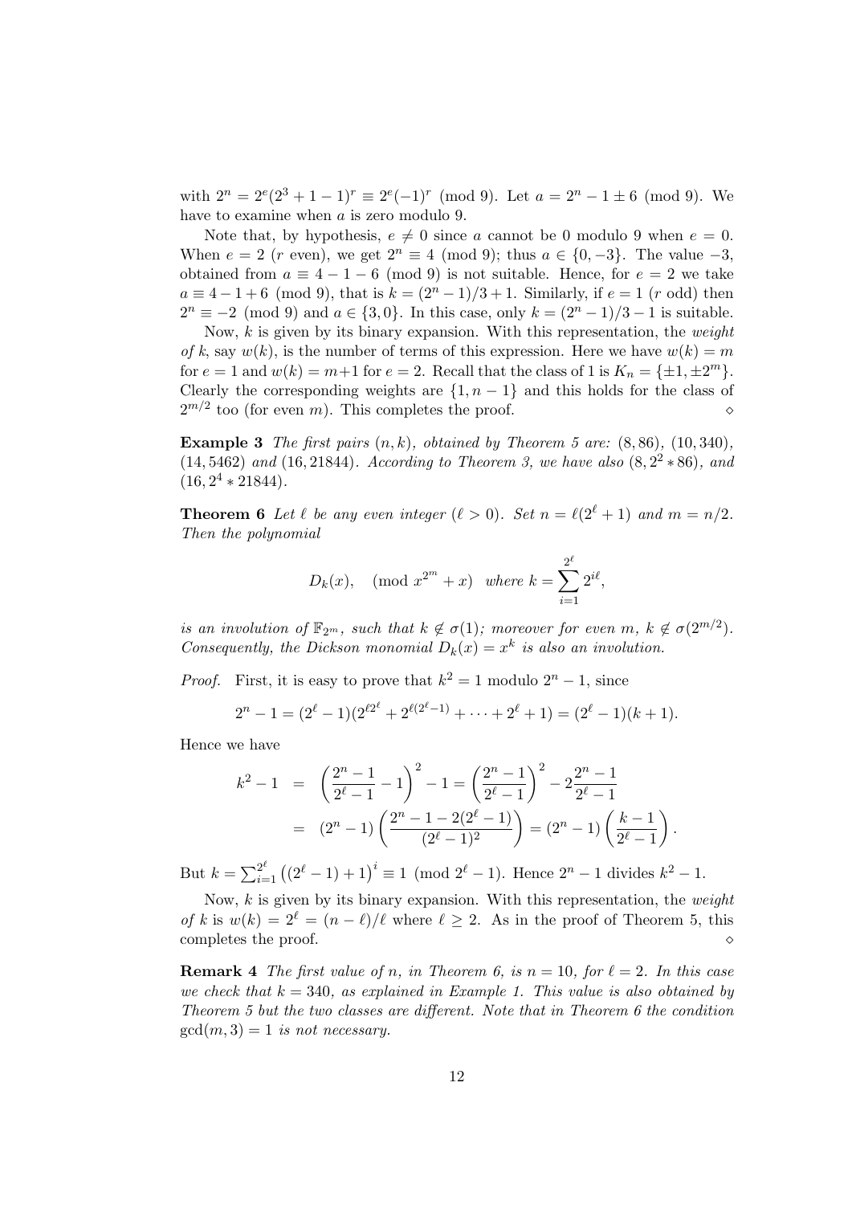with $2^n = 2^e(2^3+1-1)^r \equiv 2^e(-1)^r \pmod 9$. Let $a = 2^n - 1 \pm 6 \pmod 9$. We have to examine when $a$ is zero modulo 9.

Note that, by hypothesis, $e \neq 0$ since $a$ cannot be 0 modulo 9 when $e = 0$. When $e = 2$ ($r$ even), we get $2^n \equiv 4 \pmod 9$; thus $a \in \{0, -3\}$. The value $-3$, obtained from $a \equiv 4 - 1 - 6 \pmod 9$ is not suitable. Hence, for $e = 2$ we take $a \equiv 4 - 1 + 6 \pmod 9$, that is $k = (2^n - 1)/3 + 1$. Similarly, if $e = 1$ ($r$ odd) then $2^n \equiv -2 \pmod 9$ and $a \in \{3, 0\}$. In this case, only $k = (2^n - 1)/3 - 1$ is suitable.

Now, $k$ is given by its binary expansion. With this representation, the *weight of* $k$, say $w(k)$, is the number of terms of this expression. Here we have $w(k) = m$ for $e = 1$ and $w(k) = m+1$ for $e = 2$. Recall that the class of 1 is $K_n = \{\pm 1, \pm 2^m\}$. Clearly the corresponding weights are $\{1, n-1\}$ and this holds for the class of $2^{m/2}$ too (for even $m$). This completes the proof. $\diamond$

**Example 3** *The first pairs $(n, k)$, obtained by Theorem 5 are: $(8, 86)$, $(10, 340)$, $(14, 5462)$ and $(16, 21844)$. According to Theorem 3, we have also $(8, 2^2 * 86)$, and $(16, 2^4 * 21844)$.*

**Theorem 6** *Let $\ell$ be any even integer ($\ell > 0$). Set $n = \ell(2^\ell + 1)$ and $m = n/2$. Then the polynomial*

$$D_k(x), \quad (\bmod\ x^{2^m} + x) \quad \text{where } k = \sum_{i=1}^{2^\ell} 2^{i\ell},$$

*is an involution of $\mathbb{F}_{2^m}$, such that $k \notin \sigma(1)$; moreover for even $m$, $k \notin \sigma(2^{m/2})$. Consequently, the Dickson monomial $D_k(x) = x^k$ is also an involution.*

*Proof.* First, it is easy to prove that $k^2 = 1$ modulo $2^n - 1$, since

$$2^n - 1 = (2^\ell - 1)(2^{\ell 2^\ell} + 2^{\ell(2^\ell - 1)} + \cdots + 2^\ell + 1) = (2^\ell - 1)(k + 1).$$

Hence we have

$$\begin{aligned} k^2 - 1 &= \left(\frac{2^n - 1}{2^\ell - 1} - 1\right)^2 - 1 = \left(\frac{2^n - 1}{2^\ell - 1}\right)^2 - 2\frac{2^n - 1}{2^\ell - 1} \\ &= (2^n - 1)\left(\frac{2^n - 1 - 2(2^\ell - 1)}{(2^\ell - 1)^2}\right) = (2^n - 1)\left(\frac{k - 1}{2^\ell - 1}\right). \end{aligned}$$

But $k = \sum_{i=1}^{2^\ell} \left((2^\ell - 1) + 1\right)^i \equiv 1 \pmod{2^\ell - 1}$. Hence $2^n - 1$ divides $k^2 - 1$.

Now, $k$ is given by its binary expansion. With this representation, the *weight of* $k$ is $w(k) = 2^\ell = (n - \ell)/\ell$ where $\ell \geq 2$. As in the proof of Theorem 5, this completes the proof. $\diamond$

**Remark 4** *The first value of $n$, in Theorem 6, is $n = 10$, for $\ell = 2$. In this case we check that $k = 340$, as explained in Example 1. This value is also obtained by Theorem 5 but the two classes are different. Note that in Theorem 6 the condition $\gcd(m, 3) = 1$ is not necessary.*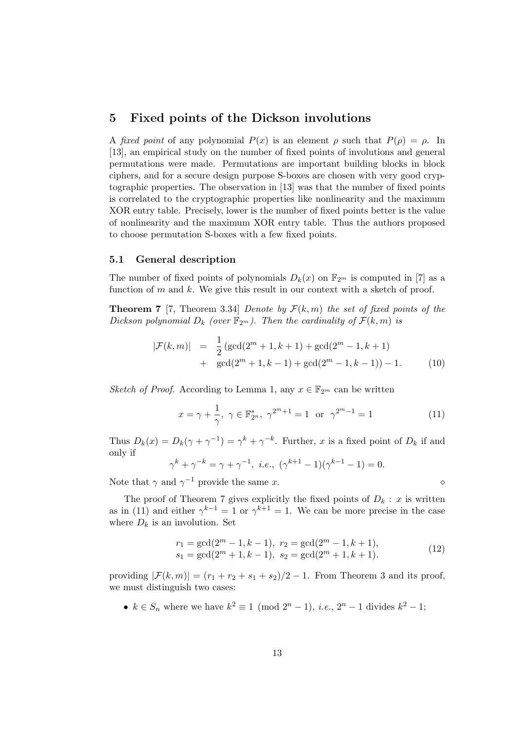## 5 Fixed points of the Dickson involutions

A *fixed point* of any polynomial $P(x)$ is an element $\rho$ such that $P(\rho) = \rho$. In [13], an empirical study on the number of fixed points of involutions and general permutations were made. Permutations are important building blocks in block ciphers, and for a secure design purpose S-boxes are chosen with very good cryptographic properties. The observation in [13] was that the number of fixed points is correlated to the cryptographic properties like nonlinearity and the maximum XOR entry table. Precisely, lower is the number of fixed points better is the value of nonlinearity and the maximum XOR entry table. Thus the authors proposed to choose permutation S-boxes with a few fixed points.

### 5.1 General description

The number of fixed points of polynomials $D_k(x)$ on $\mathbb{F}_{2^m}$ is computed in [7] as a function of $m$ and $k$. We give this result in our context with a sketch of proof.

**Theorem 7** [7, Theorem 3.34] *Denote by $\mathcal{F}(k,m)$ the set of fixed points of the Dickson polynomial $D_k$ (over $\mathbb{F}_{2^m}$). Then the cardinality of $\mathcal{F}(k,m)$ is*

$$\begin{aligned} |\mathcal{F}(k,m)| &= \frac{1}{2}\left(\gcd(2^m+1,k+1)+\gcd(2^m-1,k+1)\right. \\ &+ \left.\gcd(2^m+1,k-1)+\gcd(2^m-1,k-1)\right)-1. \end{aligned} \tag{10}$$

*Sketch of Proof.* According to Lemma 1, any $x \in \mathbb{F}_{2^m}$ can be written

$$x = \gamma + \frac{1}{\gamma},\ \gamma \in \mathbb{F}^*_{2^n},\ \gamma^{2^m+1} = 1 \text{ or } \gamma^{2^m-1} = 1 \tag{11}$$

Thus $D_k(x) = D_k(\gamma + \gamma^{-1}) = \gamma^k + \gamma^{-k}$. Further, $x$ is a fixed point of $D_k$ if and only if

$$\gamma^k + \gamma^{-k} = \gamma + \gamma^{-1},\ i.e.,\ (\gamma^{k+1}-1)(\gamma^{k-1}-1) = 0.$$

Note that $\gamma$ and $\gamma^{-1}$ provide the same $x$. $\diamond$

The proof of Theorem 7 gives explicitly the fixed points of $D_k$ : $x$ is written as in (11) and either $\gamma^{k-1} = 1$ or $\gamma^{k+1} = 1$. We can be more precise in the case where $D_k$ is an involution. Set

$$\begin{aligned} r_1 &= \gcd(2^m-1,k-1),\ r_2 = \gcd(2^m-1,k+1), \\ s_1 &= \gcd(2^m+1,k-1),\ s_2 = \gcd(2^m+1,k+1). \end{aligned} \tag{12}$$

providing $|\mathcal{F}(k,m)| = (r_1 + r_2 + s_1 + s_2)/2 - 1$. From Theorem 3 and its proof, we must distinguish two cases:

- $k \in S_n$ where we have $k^2 \equiv 1 \pmod{2^n-1}$, *i.e.*, $2^n - 1$ divides $k^2 - 1$;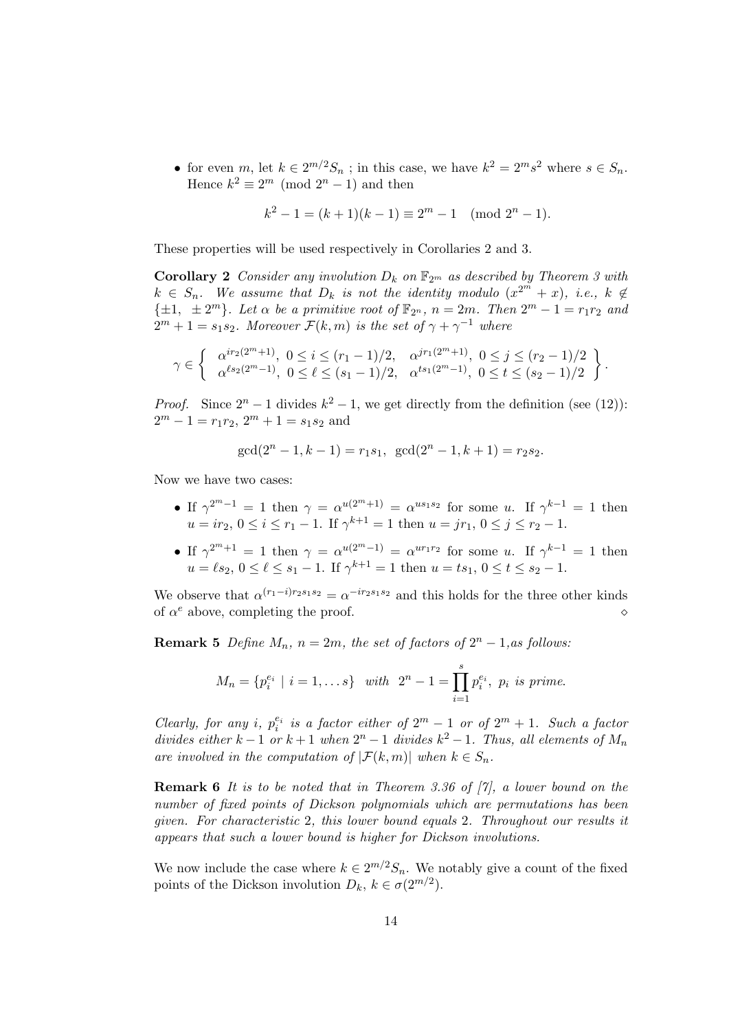- for even $m$, let $k \in 2^{m/2}S_n$ ; in this case, we have $k^2 = 2^m s^2$ where $s \in S_n$. Hence $k^2 \equiv 2^m \pmod{2^n - 1}$ and then

$$k^2 - 1 = (k+1)(k-1) \equiv 2^m - 1 \pmod{2^n - 1}.$$

These properties will be used respectively in Corollaries 2 and 3.

**Corollary 2** *Consider any involution $D_k$ on $\mathbb{F}_{2^m}$ as described by Theorem 3 with $k \in S_n$. We assume that $D_k$ is not the identity modulo $(x^{2^m} + x)$, i.e., $k \notin \{\pm 1, \pm 2^m\}$. Let $\alpha$ be a primitive root of $\mathbb{F}_{2^n}$, $n = 2m$. Then $2^m - 1 = r_1 r_2$ and $2^m + 1 = s_1 s_2$. Moreover $\mathcal{F}(k, m)$ is the set of $\gamma + \gamma^{-1}$ where*

$$\gamma \in \left\{ \begin{array}{ll} \alpha^{ir_2(2^m+1)}, \ 0 \le i \le (r_1 - 1)/2, & \alpha^{jr_1(2^m+1)}, \ 0 \le j \le (r_2 - 1)/2 \\ \alpha^{\ell s_2(2^m-1)}, \ 0 \le \ell \le (s_1 - 1)/2, & \alpha^{ts_1(2^m-1)}, \ 0 \le t \le (s_2 - 1)/2 \end{array} \right\}.$$

*Proof.* Since $2^n - 1$ divides $k^2 - 1$, we get directly from the definition (see (12)): $2^m - 1 = r_1 r_2$, $2^m + 1 = s_1 s_2$ and

$$\gcd(2^n - 1, k - 1) = r_1 s_1, \ \ \gcd(2^n - 1, k + 1) = r_2 s_2.$$

Now we have two cases:

- If $\gamma^{2^m - 1} = 1$ then $\gamma = \alpha^{u(2^m+1)} = \alpha^{us_1 s_2}$ for some $u$. If $\gamma^{k-1} = 1$ then $u = ir_2$, $0 \le i \le r_1 - 1$. If $\gamma^{k+1} = 1$ then $u = jr_1$, $0 \le j \le r_2 - 1$.
- If $\gamma^{2^m + 1} = 1$ then $\gamma = \alpha^{u(2^m-1)} = \alpha^{ur_1 r_2}$ for some $u$. If $\gamma^{k-1} = 1$ then $u = \ell s_2$, $0 \le \ell \le s_1 - 1$. If $\gamma^{k+1} = 1$ then $u = ts_1$, $0 \le t \le s_2 - 1$.

We observe that $\alpha^{(r_1 - i)r_2 s_1 s_2} = \alpha^{-ir_2 s_1 s_2}$ and this holds for the three other kinds of $\alpha^e$ above, completing the proof. ⋄

**Remark 5** *Define $M_n$, $n = 2m$, the set of factors of $2^n - 1$,as follows:*

$$M_n = \{p_i^{e_i} \mid i = 1, \dots s\} \ \ with \ \ 2^n - 1 = \prod_{i=1}^{s} p_i^{e_i}, \ p_i \ is \ prime.$$

*Clearly, for any $i$, $p_i^{e_i}$ is a factor either of $2^m - 1$ or of $2^m + 1$. Such a factor divides either $k - 1$ or $k + 1$ when $2^n - 1$ divides $k^2 - 1$. Thus, all elements of $M_n$ are involved in the computation of $|\mathcal{F}(k, m)|$ when $k \in S_n$.*

**Remark 6** *It is to be noted that in Theorem 3.36 of [7], a lower bound on the number of fixed points of Dickson polynomials which are permutations has been given. For characteristic 2, this lower bound equals 2. Throughout our results it appears that such a lower bound is higher for Dickson involutions.*

We now include the case where $k \in 2^{m/2}S_n$. We notably give a count of the fixed points of the Dickson involution $D_k$, $k \in \sigma(2^{m/2})$.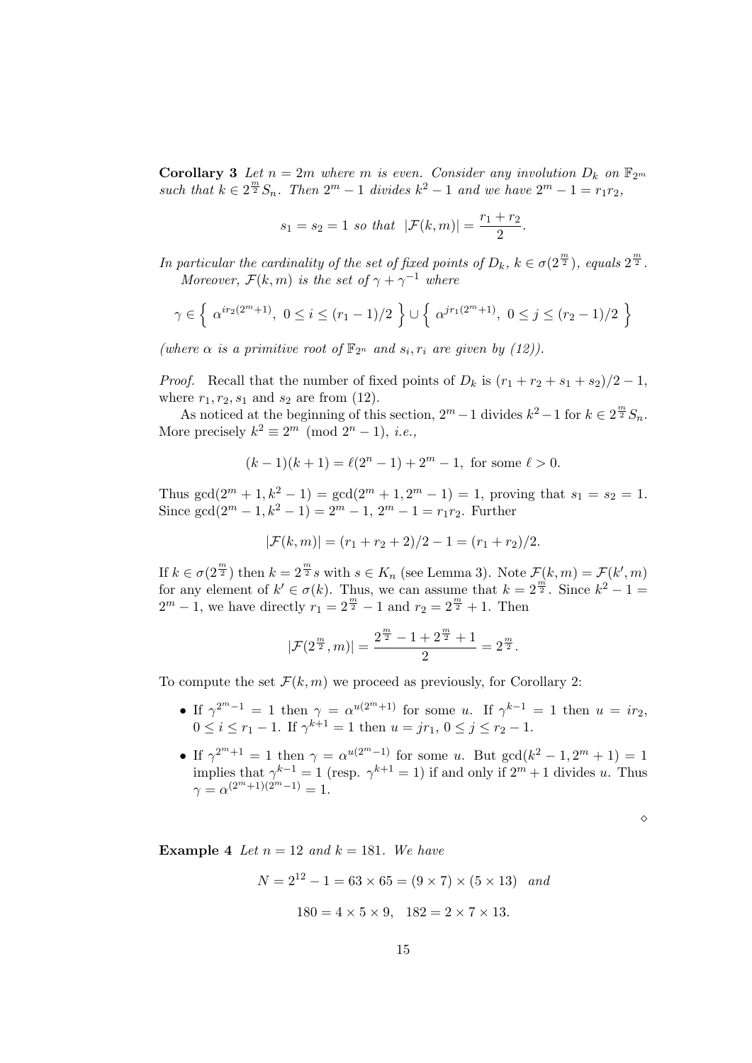**Corollary 3** *Let $n = 2m$ where $m$ is even. Consider any involution $D_k$ on $\mathbb{F}_{2^m}$ such that $k \in 2^{\frac{m}{2}} S_n$. Then $2^m - 1$ divides $k^2 - 1$ and we have $2^m - 1 = r_1 r_2$,*

$$s_1 = s_2 = 1 \text{ so that } |\mathcal{F}(k,m)| = \frac{r_1 + r_2}{2}.$$

*In particular the cardinality of the set of fixed points of $D_k$, $k \in \sigma(2^{\frac{m}{2}})$, equals $2^{\frac{m}{2}}$.*

*Moreover, $\mathcal{F}(k,m)$ is the set of $\gamma + \gamma^{-1}$ where*

$$\gamma \in \left\{ \alpha^{ir_2(2^m+1)},\ 0 \leq i \leq (r_1 - 1)/2 \right\} \cup \left\{ \alpha^{jr_1(2^m+1)},\ 0 \leq j \leq (r_2 - 1)/2 \right\}$$

*(where $\alpha$ is a primitive root of $\mathbb{F}_{2^n}$ and $s_i, r_i$ are given by (12)).*

*Proof.* Recall that the number of fixed points of $D_k$ is $(r_1 + r_2 + s_1 + s_2)/2 - 1$, where $r_1, r_2, s_1$ and $s_2$ are from (12).

As noticed at the beginning of this section, $2^m - 1$ divides $k^2 - 1$ for $k \in 2^{\frac{m}{2}} S_n$. More precisely $k^2 \equiv 2^m \pmod{2^n - 1}$, *i.e.*,

$$(k-1)(k+1) = \ell(2^n - 1) + 2^m - 1, \text{ for some } \ell > 0.$$

Thus $\gcd(2^m + 1, k^2 - 1) = \gcd(2^m + 1, 2^m - 1) = 1$, proving that $s_1 = s_2 = 1$. Since $\gcd(2^m - 1, k^2 - 1) = 2^m - 1$, $2^m - 1 = r_1 r_2$. Further

$$|\mathcal{F}(k,m)| = (r_1 + r_2 + 2)/2 - 1 = (r_1 + r_2)/2.$$

If $k \in \sigma(2^{\frac{m}{2}})$ then $k = 2^{\frac{m}{2}} s$ with $s \in K_n$ (see Lemma 3). Note $\mathcal{F}(k,m) = \mathcal{F}(k', m)$ for any element of $k' \in \sigma(k)$. Thus, we can assume that $k = 2^{\frac{m}{2}}$. Since $k^2 - 1 = 2^m - 1$, we have directly $r_1 = 2^{\frac{m}{2}} - 1$ and $r_2 = 2^{\frac{m}{2}} + 1$. Then

$$|\mathcal{F}(2^{\frac{m}{2}}, m)| = \frac{2^{\frac{m}{2}} - 1 + 2^{\frac{m}{2}} + 1}{2} = 2^{\frac{m}{2}}.$$

To compute the set $\mathcal{F}(k,m)$ we proceed as previously, for Corollary 2:

- If $\gamma^{2^m - 1} = 1$ then $\gamma = \alpha^{u(2^m+1)}$ for some $u$. If $\gamma^{k-1} = 1$ then $u = ir_2$, $0 \leq i \leq r_1 - 1$. If $\gamma^{k+1} = 1$ then $u = jr_1$, $0 \leq j \leq r_2 - 1$.
- If $\gamma^{2^m+1} = 1$ then $\gamma = \alpha^{u(2^m-1)}$ for some $u$. But $\gcd(k^2 - 1, 2^m + 1) = 1$ implies that $\gamma^{k-1} = 1$ (resp. $\gamma^{k+1} = 1$) if and only if $2^m + 1$ divides $u$. Thus $\gamma = \alpha^{(2^m+1)(2^m-1)} = 1$.

◇

**Example 4** *Let $n = 12$ and $k = 181$. We have*

$$N = 2^{12} - 1 = 63 \times 65 = (9 \times 7) \times (5 \times 13) \quad \textit{and}$$

$$180 = 4 \times 5 \times 9, \quad 182 = 2 \times 7 \times 13.$$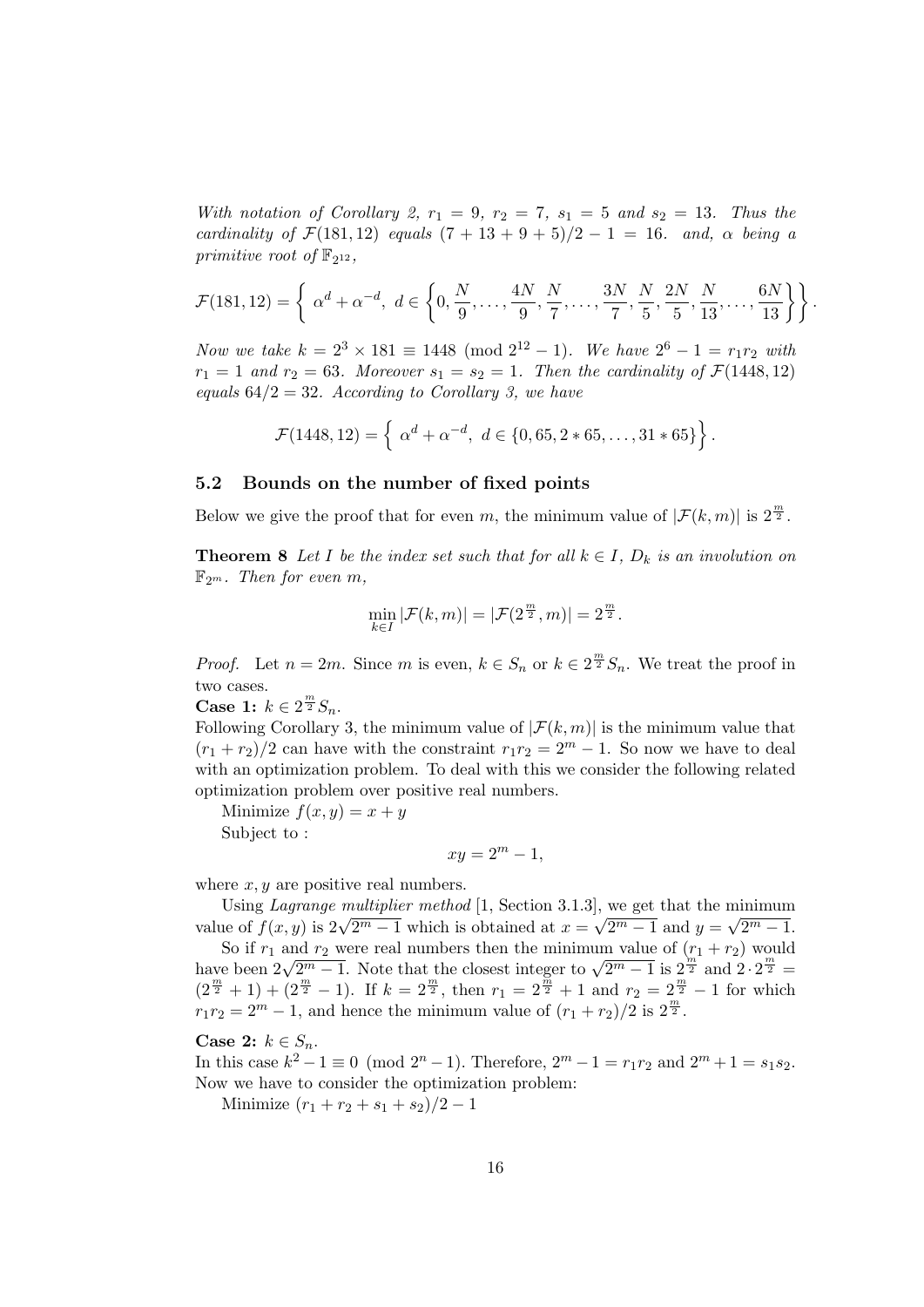*With notation of Corollary 2, $r_1 = 9$, $r_2 = 7$, $s_1 = 5$ and $s_2 = 13$. Thus the cardinality of $\mathcal{F}(181, 12)$ equals $(7 + 13 + 9 + 5)/2 - 1 = 16$. and, $\alpha$ being a primitive root of $\mathbb{F}_{2^{12}}$,*

$$\mathcal{F}(181, 12) = \left\{ \ \alpha^d + \alpha^{-d}, \ d \in \left\{0, \frac{N}{9}, \ldots, \frac{4N}{9}, \frac{N}{7}, \ldots, \frac{3N}{7}, \frac{N}{5}, \frac{2N}{5}, \frac{N}{13}, \ldots, \frac{6N}{13}\right\}\right\}.$$

*Now we take $k = 2^3 \times 181 \equiv 1448 \pmod{2^{12} - 1}$. We have $2^6 - 1 = r_1 r_2$ with $r_1 = 1$ and $r_2 = 63$. Moreover $s_1 = s_2 = 1$. Then the cardinality of $\mathcal{F}(1448, 12)$ equals $64/2 = 32$. According to Corollary 3, we have*

$$\mathcal{F}(1448, 12) = \left\{ \ \alpha^d + \alpha^{-d}, \ d \in \{0, 65, 2 * 65, \ldots, 31 * 65\}\right\}.$$

### 5.2 Bounds on the number of fixed points

Below we give the proof that for even $m$, the minimum value of $|\mathcal{F}(k, m)|$ is $2^{\frac{m}{2}}$.

**Theorem 8** *Let $I$ be the index set such that for all $k \in I$, $D_k$ is an involution on $\mathbb{F}_{2^m}$. Then for even $m$,*

$$\min_{k \in I} |\mathcal{F}(k, m)| = |\mathcal{F}(2^{\frac{m}{2}}, m)| = 2^{\frac{m}{2}}.$$

*Proof.* Let $n = 2m$. Since $m$ is even, $k \in S_n$ or $k \in 2^{\frac{m}{2}} S_n$. We treat the proof in two cases.

**Case 1:** $k \in 2^{\frac{m}{2}} S_n$.
Following Corollary 3, the minimum value of $|\mathcal{F}(k, m)|$ is the minimum value that $(r_1 + r_2)/2$ can have with the constraint $r_1 r_2 = 2^m - 1$. So now we have to deal with an optimization problem. To deal with this we consider the following related optimization problem over positive real numbers.

Minimize $f(x, y) = x + y$

Subject to :

$$xy = 2^m - 1,$$

where $x, y$ are positive real numbers.

Using *Lagrange multiplier method* [1, Section 3.1.3], we get that the minimum value of $f(x, y)$ is $2\sqrt{2^m - 1}$ which is obtained at $x = \sqrt{2^m - 1}$ and $y = \sqrt{2^m - 1}$.

So if $r_1$ and $r_2$ were real numbers then the minimum value of $(r_1 + r_2)$ would have been $2\sqrt{2^m - 1}$. Note that the closest integer to $\sqrt{2^m - 1}$ is $2^{\frac{m}{2}}$ and $2 \cdot 2^{\frac{m}{2}} = (2^{\frac{m}{2}} + 1) + (2^{\frac{m}{2}} - 1)$. If $k = 2^{\frac{m}{2}}$, then $r_1 = 2^{\frac{m}{2}} + 1$ and $r_2 = 2^{\frac{m}{2}} - 1$ for which $r_1 r_2 = 2^m - 1$, and hence the minimum value of $(r_1 + r_2)/2$ is $2^{\frac{m}{2}}$.

**Case 2:** $k \in S_n$.
In this case $k^2 - 1 \equiv 0 \pmod{2^n - 1}$. Therefore, $2^m - 1 = r_1 r_2$ and $2^m + 1 = s_1 s_2$. Now we have to consider the optimization problem:

Minimize $(r_1 + r_2 + s_1 + s_2)/2 - 1$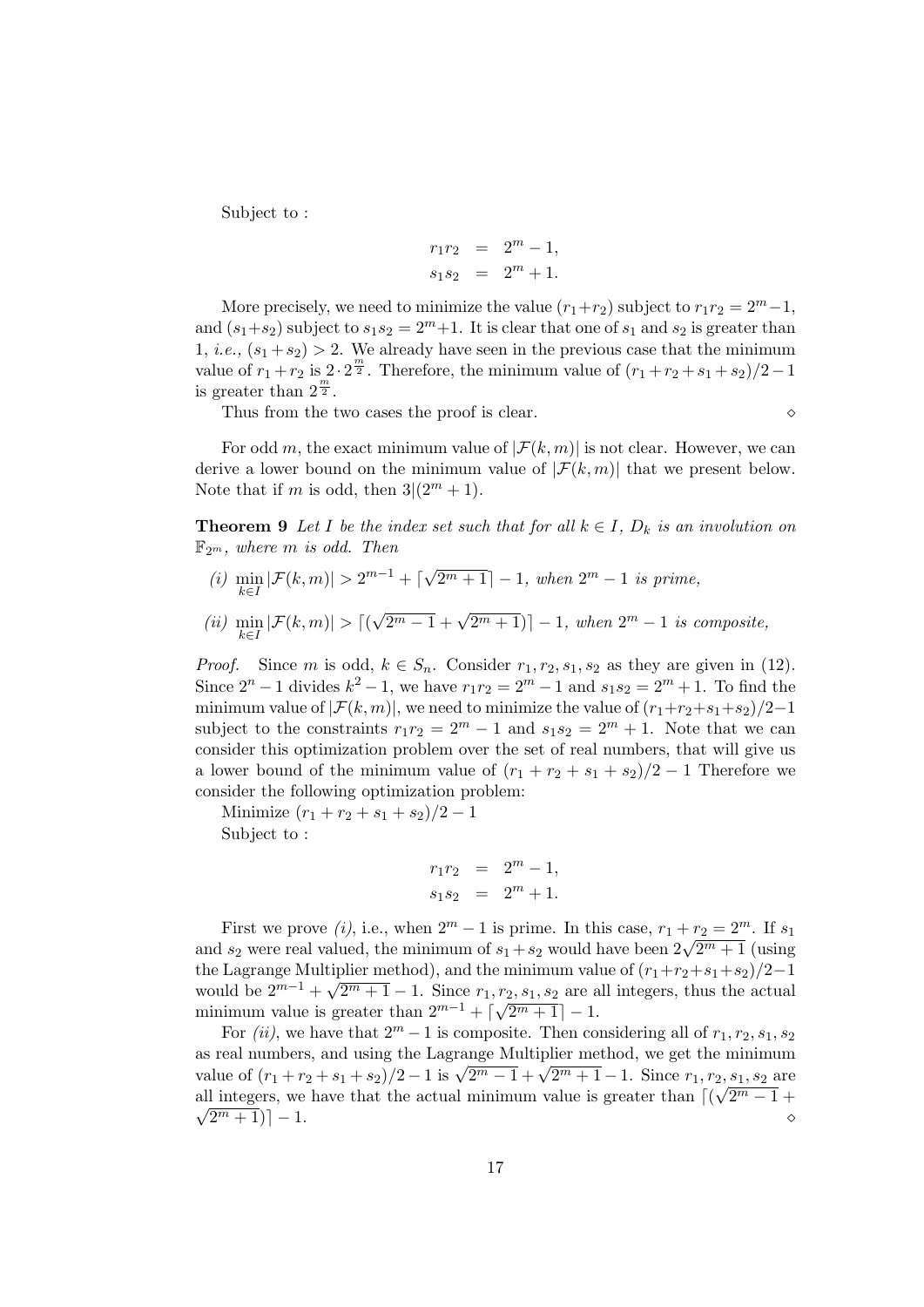Subject to :

$$
\begin{aligned}
r_1 r_2 &= 2^m - 1, \\
s_1 s_2 &= 2^m + 1.
\end{aligned}
$$

More precisely, we need to minimize the value $(r_1+r_2)$ subject to $r_1r_2 = 2^m-1$, and $(s_1+s_2)$ subject to $s_1s_2 = 2^m+1$. It is clear that one of $s_1$ and $s_2$ is greater than 1, *i.e.,* $(s_1+s_2) > 2$. We already have seen in the previous case that the minimum value of $r_1+r_2$ is $2 \cdot 2^{\frac{m}{2}}$. Therefore, the minimum value of $(r_1+r_2+s_1+s_2)/2-1$ is greater than $2^{\frac{m}{2}}$.

Thus from the two cases the proof is clear. ⋄

For odd $m$, the exact minimum value of $|\mathcal{F}(k,m)|$ is not clear. However, we can derive a lower bound on the minimum value of $|\mathcal{F}(k,m)|$ that we present below. Note that if $m$ is odd, then $3|(2^m+1)$.

**Theorem 9** *Let $I$ be the index set such that for all $k \in I$, $D_k$ is an involution on $\mathbb{F}_{2^m}$, where $m$ is odd. Then*

*(i)* $\min_{k\in I} |\mathcal{F}(k,m)| > 2^{m-1} + \lceil \sqrt{2^m+1} \rceil - 1$, *when $2^m-1$ is prime,*

*(ii)* $\min_{k\in I} |\mathcal{F}(k,m)| > \lceil (\sqrt{2^m-1} + \sqrt{2^m+1}) \rceil - 1$, *when $2^m-1$ is composite,*

*Proof.* Since $m$ is odd, $k \in S_n$. Consider $r_1, r_2, s_1, s_2$ as they are given in (12). Since $2^n-1$ divides $k^2-1$, we have $r_1r_2 = 2^m-1$ and $s_1s_2 = 2^m+1$. To find the minimum value of $|\mathcal{F}(k,m)|$, we need to minimize the value of $(r_1+r_2+s_1+s_2)/2-1$ subject to the constraints $r_1r_2 = 2^m-1$ and $s_1s_2 = 2^m+1$. Note that we can consider this optimization problem over the set of real numbers, that will give us a lower bound of the minimum value of $(r_1+r_2+s_1+s_2)/2-1$ Therefore we consider the following optimization problem:

Minimize $(r_1+r_2+s_1+s_2)/2-1$

Subject to :

$$
\begin{aligned}
r_1 r_2 &= 2^m - 1, \\
s_1 s_2 &= 2^m + 1.
\end{aligned}
$$

First we prove *(i)*, i.e., when $2^m-1$ is prime. In this case, $r_1+r_2 = 2^m$. If $s_1$ and $s_2$ were real valued, the minimum of $s_1+s_2$ would have been $2\sqrt{2^m+1}$ (using the Lagrange Multiplier method), and the minimum value of $(r_1+r_2+s_1+s_2)/2-1$ would be $2^{m-1} + \sqrt{2^m+1} - 1$. Since $r_1, r_2, s_1, s_2$ are all integers, thus the actual minimum value is greater than $2^{m-1} + \lceil \sqrt{2^m+1} \rceil - 1$.

For *(ii)*, we have that $2^m-1$ is composite. Then considering all of $r_1, r_2, s_1, s_2$ as real numbers, and using the Lagrange Multiplier method, we get the minimum value of $(r_1+r_2+s_1+s_2)/2-1$ is $\sqrt{2^m-1} + \sqrt{2^m+1} - 1$. Since $r_1, r_2, s_1, s_2$ are all integers, we have that the actual minimum value is greater than $\lceil (\sqrt{2^m-1} + \sqrt{2^m+1}) \rceil - 1$. ⋄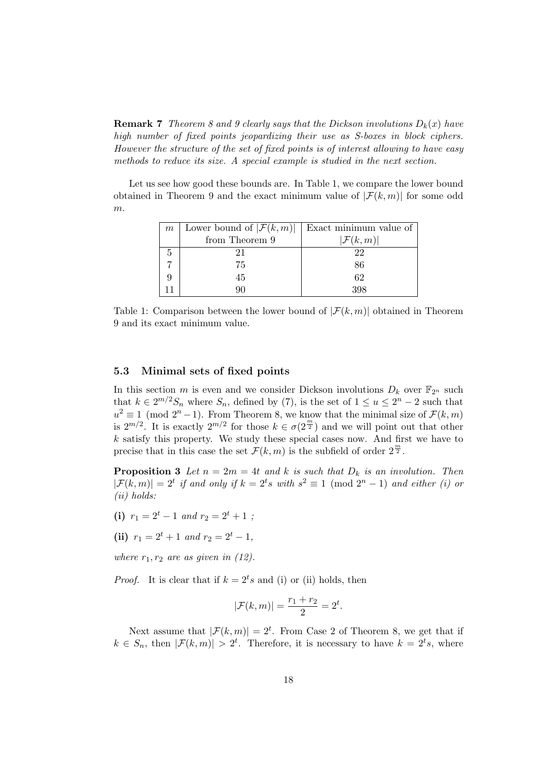**Remark 7** *Theorem 8 and 9 clearly says that the Dickson involutions $D_k(x)$ have high number of fixed points jeopardizing their use as S-boxes in block ciphers. However the structure of the set of fixed points is of interest allowing to have easy methods to reduce its size. A special example is studied in the next section.*

Let us see how good these bounds are. In Table 1, we compare the lower bound obtained in Theorem 9 and the exact minimum value of $|\mathcal{F}(k,m)|$ for some odd $m$.

| $m$ | Lower bound of $\lvert\mathcal{F}(k,m)\rvert$ from Theorem 9 | Exact minimum value of $\lvert\mathcal{F}(k,m)\rvert$ |
|---|---|---|
| 5 | 21 | 22 |
| 7 | 75 | 86 |
| 9 | 45 | 62 |
| 11 | 90 | 398 |

Table 1: Comparison between the lower bound of $|\mathcal{F}(k,m)|$ obtained in Theorem 9 and its exact minimum value.

### 5.3 Minimal sets of fixed points

In this section $m$ is even and we consider Dickson involutions $D_k$ over $\mathbb{F}_{2^n}$ such that $k \in 2^{m/2}S_n$ where $S_n$, defined by (7), is the set of $1 \leq u \leq 2^n - 2$ such that $u^2 \equiv 1 \pmod{2^n - 1}$. From Theorem 8, we know that the minimal size of $\mathcal{F}(k,m)$ is $2^{m/2}$. It is exactly $2^{m/2}$ for those $k \in \sigma(2^{\frac{m}{2}})$ and we will point out that other $k$ satisfy this property. We study these special cases now. And first we have to precise that in this case the set $\mathcal{F}(k,m)$ is the subfield of order $2^{\frac{m}{2}}$.

**Proposition 3** *Let $n = 2m = 4t$ and $k$ is such that $D_k$ is an involution. Then $|\mathcal{F}(k,m)| = 2^t$ if and only if $k = 2^t s$ with $s^2 \equiv 1 \pmod{2^n - 1}$ and either (i) or (ii) holds:*

**(i)** $r_1 = 2^t - 1$ *and* $r_2 = 2^t + 1$ *;*

**(ii)** $r_1 = 2^t + 1$ *and* $r_2 = 2^t - 1$,

*where $r_1, r_2$ are as given in (12).*

*Proof.* It is clear that if $k = 2^t s$ and (i) or (ii) holds, then

$$|\mathcal{F}(k,m)| = \frac{r_1 + r_2}{2} = 2^t.$$

Next assume that $|\mathcal{F}(k,m)| = 2^t$. From Case 2 of Theorem 8, we get that if $k \in S_n$, then $|\mathcal{F}(k,m)| > 2^t$. Therefore, it is necessary to have $k = 2^t s$, where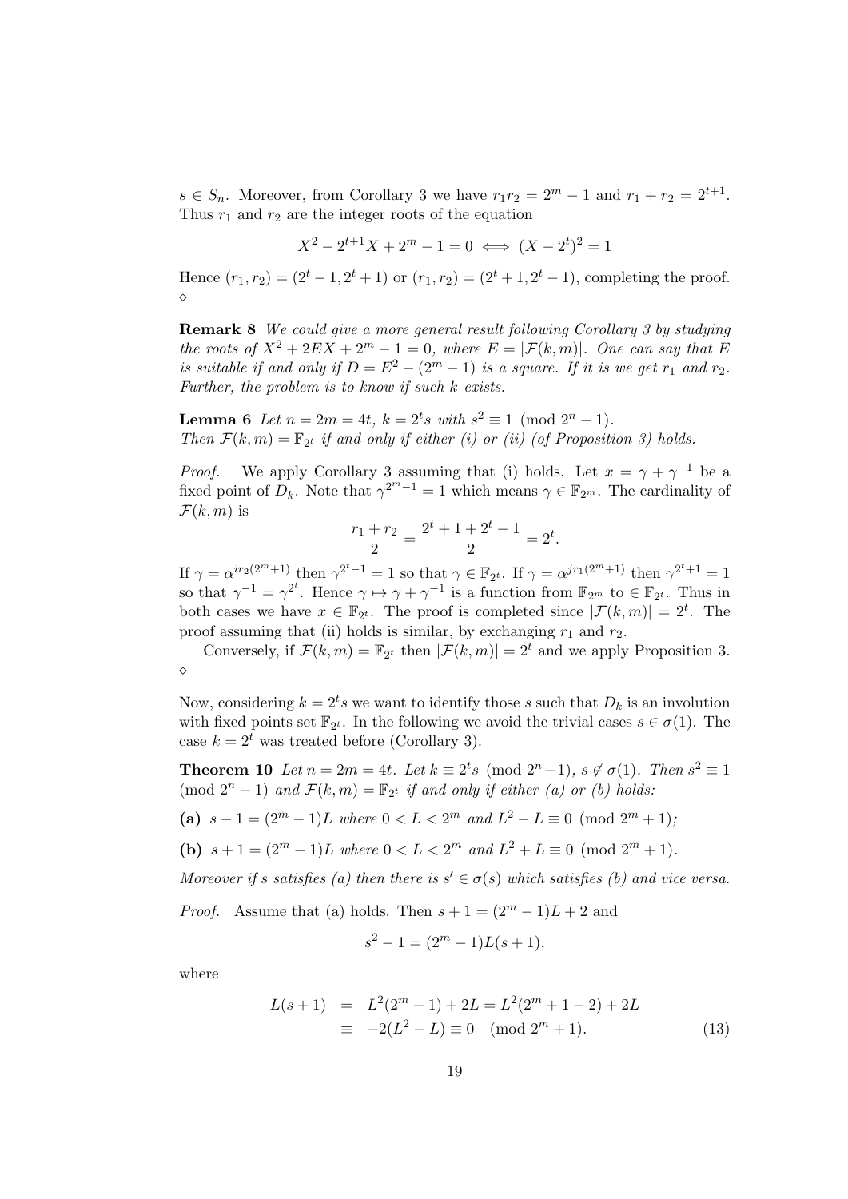$s \in S_n$. Moreover, from Corollary 3 we have $r_1 r_2 = 2^m - 1$ and $r_1 + r_2 = 2^{t+1}$. Thus $r_1$ and $r_2$ are the integer roots of the equation

$$X^2 - 2^{t+1}X + 2^m - 1 = 0 \iff (X - 2^t)^2 = 1$$

Hence $(r_1, r_2) = (2^t - 1, 2^t + 1)$ or $(r_1, r_2) = (2^t + 1, 2^t - 1)$, completing the proof. $\diamond$

**Remark 8** *We could give a more general result following Corollary 3 by studying the roots of $X^2 + 2EX + 2^m - 1 = 0$, where $E = |\mathcal{F}(k, m)|$. One can say that $E$ is suitable if and only if $D = E^2 - (2^m - 1)$ is a square. If it is we get $r_1$ and $r_2$. Further, the problem is to know if such $k$ exists.*

**Lemma 6** *Let $n = 2m = 4t$, $k = 2^t s$ with $s^2 \equiv 1 \pmod{2^n - 1}$. Then $\mathcal{F}(k, m) = \mathbb{F}_{2^t}$ if and only if either (i) or (ii) (of Proposition 3) holds.*

*Proof.* We apply Corollary 3 assuming that (i) holds. Let $x = \gamma + \gamma^{-1}$ be a fixed point of $D_k$. Note that $\gamma^{2^m - 1} = 1$ which means $\gamma \in \mathbb{F}_{2^m}$. The cardinality of $\mathcal{F}(k, m)$ is

$$\frac{r_1 + r_2}{2} = \frac{2^t + 1 + 2^t - 1}{2} = 2^t.$$

If $\gamma = \alpha^{ir_2(2^m+1)}$ then $\gamma^{2^t - 1} = 1$ so that $\gamma \in \mathbb{F}_{2^t}$. If $\gamma = \alpha^{jr_1(2^m+1)}$ then $\gamma^{2^t+1} = 1$ so that $\gamma^{-1} = \gamma^{2^t}$. Hence $\gamma \mapsto \gamma + \gamma^{-1}$ is a function from $\mathbb{F}_{2^m}$ to $\in \mathbb{F}_{2^t}$. Thus in both cases we have $x \in \mathbb{F}_{2^t}$. The proof is completed since $|\mathcal{F}(k, m)| = 2^t$. The proof assuming that (ii) holds is similar, by exchanging $r_1$ and $r_2$.

Conversely, if $\mathcal{F}(k, m) = \mathbb{F}_{2^t}$ then $|\mathcal{F}(k, m)| = 2^t$ and we apply Proposition 3. $\diamond$

Now, considering $k = 2^t s$ we want to identify those $s$ such that $D_k$ is an involution with fixed points set $\mathbb{F}_{2^t}$. In the following we avoid the trivial cases $s \in \sigma(1)$. The case $k = 2^t$ was treated before (Corollary 3).

**Theorem 10** *Let $n = 2m = 4t$. Let $k \equiv 2^t s \pmod{2^n - 1}$, $s \notin \sigma(1)$. Then $s^2 \equiv 1 \pmod{2^n - 1}$ and $\mathcal{F}(k, m) = \mathbb{F}_{2^t}$ if and only if either (a) or (b) holds:*

**(a)** *$s - 1 = (2^m - 1)L$ where $0 < L < 2^m$ and $L^2 - L \equiv 0 \pmod{2^m + 1}$;*

**(b)** *$s + 1 = (2^m - 1)L$ where $0 < L < 2^m$ and $L^2 + L \equiv 0 \pmod{2^m + 1}$.*

*Moreover if $s$ satisfies (a) then there is $s' \in \sigma(s)$ which satisfies (b) and vice versa.*

*Proof.* Assume that (a) holds. Then $s + 1 = (2^m - 1)L + 2$ and

$$s^2 - 1 = (2^m - 1)L(s + 1),$$

where

$$\begin{aligned} L(s + 1) &= L^2(2^m - 1) + 2L = L^2(2^m + 1 - 2) + 2L \\ &\equiv -2(L^2 - L) \equiv 0 \pmod{2^m + 1}. \end{aligned} \tag{13}$$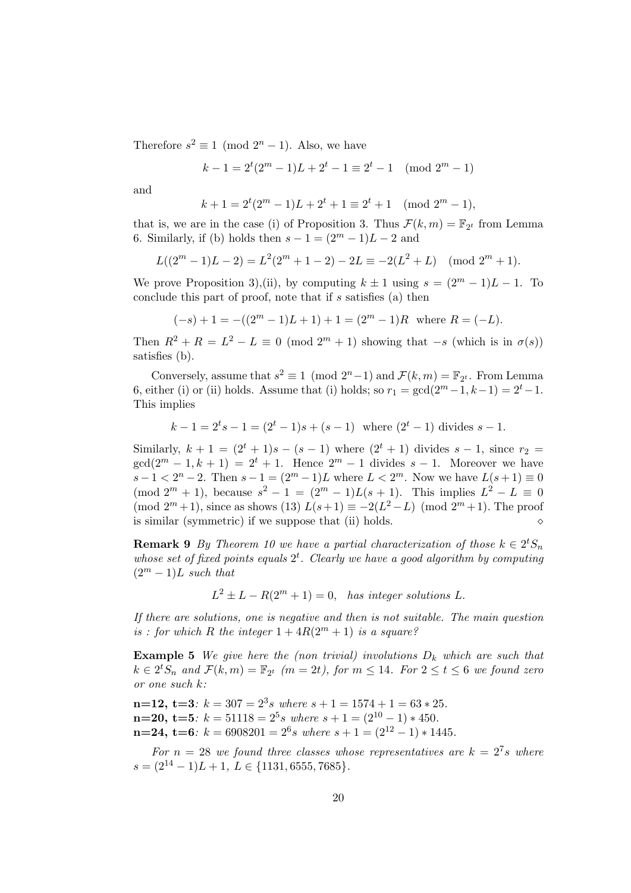Therefore $s^2 \equiv 1 \pmod{2^n - 1}$. Also, we have

$$k - 1 = 2^t(2^m - 1)L + 2^t - 1 \equiv 2^t - 1 \pmod{2^m - 1}$$

and

$$k + 1 = 2^t(2^m - 1)L + 2^t + 1 \equiv 2^t + 1 \pmod{2^m - 1},$$

that is, we are in the case (i) of Proposition 3. Thus $\mathcal{F}(k, m) = \mathbb{F}_{2^t}$ from Lemma 6. Similarly, if (b) holds then $s - 1 = (2^m - 1)L - 2$ and

$$L((2^m - 1)L - 2) = L^2(2^m + 1 - 2) - 2L \equiv -2(L^2 + L) \pmod{2^m + 1}.$$

We prove Proposition 3),(ii), by computing $k \pm 1$ using $s = (2^m - 1)L - 1$. To conclude this part of proof, note that if $s$ satisfies (a) then

$$(-s) + 1 = -((2^m - 1)L + 1) + 1 = (2^m - 1)R \quad \text{where } R = (-L).$$

Then $R^2 + R = L^2 - L \equiv 0 \pmod{2^m + 1}$ showing that $-s$ (which is in $\sigma(s)$) satisfies (b).

Conversely, assume that $s^2 \equiv 1 \pmod{2^n - 1}$ and $\mathcal{F}(k, m) = \mathbb{F}_{2^t}$. From Lemma 6, either (i) or (ii) holds. Assume that (i) holds; so $r_1 = \gcd(2^m - 1, k - 1) = 2^t - 1$. This implies

$$k - 1 = 2^t s - 1 = (2^t - 1)s + (s - 1) \quad \text{where } (2^t - 1) \text{ divides } s - 1.$$

Similarly, $k + 1 = (2^t + 1)s - (s - 1)$ where $(2^t + 1)$ divides $s - 1$, since $r_2 = \gcd(2^m - 1, k + 1) = 2^t + 1$. Hence $2^m - 1$ divides $s - 1$. Moreover we have $s - 1 < 2^n - 2$. Then $s - 1 = (2^m - 1)L$ where $L < 2^m$. Now we have $L(s + 1) \equiv 0 \pmod{2^m + 1}$, because $s^2 - 1 = (2^m - 1)L(s + 1)$. This implies $L^2 - L \equiv 0 \pmod{2^m + 1}$, since as shows (13) $L(s + 1) \equiv -2(L^2 - L) \pmod{2^m + 1}$. The proof is similar (symmetric) if we suppose that (ii) holds. $\diamond$

**Remark 9** *By Theorem 10 we have a partial characterization of those $k \in 2^t S_n$ whose set of fixed points equals $2^t$. Clearly we have a good algorithm by computing $(2^m - 1)L$ such that*

$$L^2 \pm L - R(2^m + 1) = 0, \quad \textit{has integer solutions } L.$$

*If there are solutions, one is negative and then is not suitable. The main question is : for which $R$ the integer $1 + 4R(2^m + 1)$ is a square?*

**Example 5** *We give here the (non trivial) involutions $D_k$ which are such that $k \in 2^t S_n$ and $\mathcal{F}(k, m) = \mathbb{F}_{2^t}$ $(m = 2t)$, for $m \leq 14$. For $2 \leq t \leq 6$ we found zero or one such $k$:*

**n=12, t=3**: *$k = 307 = 2^3 s$ where $s + 1 = 1574 + 1 = 63 * 25$.*
**n=20, t=5**: *$k = 51118 = 2^5 s$ where $s + 1 = (2^{10} - 1) * 450$.*
**n=24, t=6**: *$k = 6908201 = 2^6 s$ where $s + 1 = (2^{12} - 1) * 1445$.*

*For $n = 28$ we found three classes whose representatives are $k = 2^7 s$ where $s = (2^{14} - 1)L + 1$, $L \in \{1131, 6555, 7685\}$.*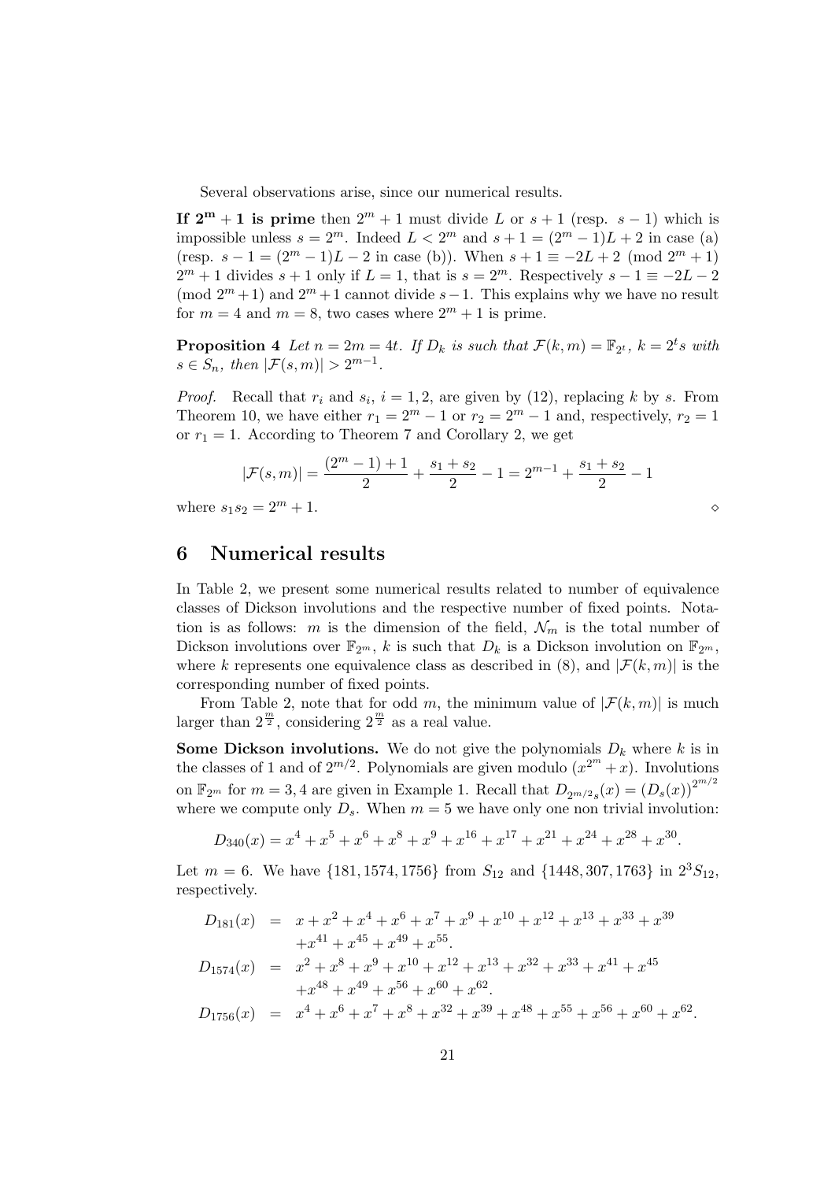Several observations arise, since our numerical results.

**If $2^m + 1$ is prime** then $2^m + 1$ must divide $L$ or $s+1$ (resp. $s-1$) which is impossible unless $s = 2^m$. Indeed $L < 2^m$ and $s + 1 = (2^m - 1)L + 2$ in case (a) (resp. $s - 1 = (2^m - 1)L - 2$ in case (b)). When $s + 1 \equiv -2L + 2 \pmod{2^m + 1}$ $2^m + 1$ divides $s + 1$ only if $L = 1$, that is $s = 2^m$. Respectively $s - 1 \equiv -2L - 2 \pmod{2^m + 1}$ and $2^m + 1$ cannot divide $s - 1$. This explains why we have no result for $m = 4$ and $m = 8$, two cases where $2^m + 1$ is prime.

**Proposition 4** *Let $n = 2m = 4t$. If $D_k$ is such that $\mathcal{F}(k, m) = \mathbb{F}_{2^t}$, $k = 2^t s$ with $s \in S_n$, then $|\mathcal{F}(s, m)| > 2^{m-1}$.*

*Proof.* Recall that $r_i$ and $s_i$, $i = 1, 2$, are given by (12), replacing $k$ by $s$. From Theorem 10, we have either $r_1 = 2^m - 1$ or $r_2 = 2^m - 1$ and, respectively, $r_2 = 1$ or $r_1 = 1$. According to Theorem 7 and Corollary 2, we get

$$|\mathcal{F}(s, m)| = \frac{(2^m - 1) + 1}{2} + \frac{s_1 + s_2}{2} - 1 = 2^{m-1} + \frac{s_1 + s_2}{2} - 1$$

where $s_1 s_2 = 2^m + 1$. $\diamond$

## 6 Numerical results

In Table 2, we present some numerical results related to number of equivalence classes of Dickson involutions and the respective number of fixed points. Notation is as follows: $m$ is the dimension of the field, $\mathcal{N}_m$ is the total number of Dickson involutions over $\mathbb{F}_{2^m}$, $k$ is such that $D_k$ is a Dickson involution on $\mathbb{F}_{2^m}$, where $k$ represents one equivalence class as described in (8), and $|\mathcal{F}(k, m)|$ is the corresponding number of fixed points.

From Table 2, note that for odd $m$, the minimum value of $|\mathcal{F}(k, m)|$ is much larger than $2^{\frac{m}{2}}$, considering $2^{\frac{m}{2}}$ as a real value.

**Some Dickson involutions.** We do not give the polynomials $D_k$ where $k$ is in the classes of 1 and of $2^{m/2}$. Polynomials are given modulo $(x^{2^m} + x)$. Involutions on $\mathbb{F}_{2^m}$ for $m = 3, 4$ are given in Example 1. Recall that $D_{2^{m/2}s}(x) = (D_s(x))^{2^{m/2}}$ where we compute only $D_s$. When $m = 5$ we have only one non trivial involution:

$$D_{340}(x) = x^4 + x^5 + x^6 + x^8 + x^9 + x^{16} + x^{17} + x^{21} + x^{24} + x^{28} + x^{30}.$$

Let $m = 6$. We have $\{181, 1574, 1756\}$ from $S_{12}$ and $\{1448, 307, 1763\}$ in $2^3 S_{12}$, respectively.

$$\begin{aligned}
D_{181}(x) &= x + x^2 + x^4 + x^6 + x^7 + x^9 + x^{10} + x^{12} + x^{13} + x^{33} + x^{39} \\
&\quad + x^{41} + x^{45} + x^{49} + x^{55}. \\
D_{1574}(x) &= x^2 + x^8 + x^9 + x^{10} + x^{12} + x^{13} + x^{32} + x^{33} + x^{41} + x^{45} \\
&\quad + x^{48} + x^{49} + x^{56} + x^{60} + x^{62}. \\
D_{1756}(x) &= x^4 + x^6 + x^7 + x^8 + x^{32} + x^{39} + x^{48} + x^{55} + x^{56} + x^{60} + x^{62}.
\end{aligned}$$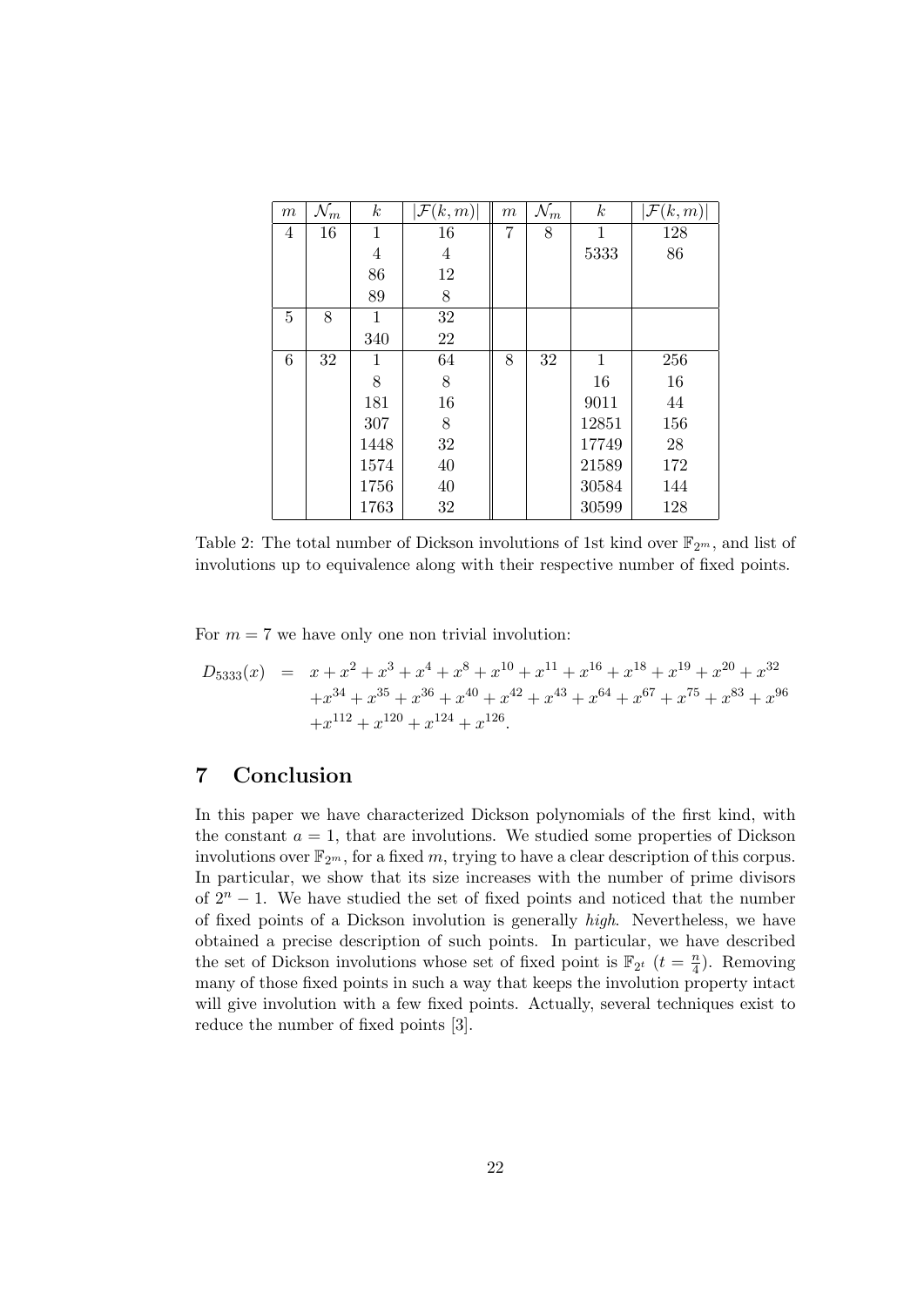| $m$ | $\mathcal{N}_m$ | $k$ | $\lvert\mathcal{F}(k,m)\rvert$ | $m$ | $\mathcal{N}_m$ | $k$ | $\lvert\mathcal{F}(k,m)\rvert$ |
|---|---|---|---|---|---|---|---|
| 4 | 16 | 1 | 16 | 7 | 8 | 1 | 128 |
| | | 4 | 4 | | | 5333 | 86 |
| | | 86 | 12 | | | | |
| | | 89 | 8 | | | | |
| 5 | 8 | 1 | 32 | | | | |
| | | 340 | 22 | | | | |
| 6 | 32 | 1 | 64 | 8 | 32 | 1 | 256 |
| | | 8 | 8 | | | 16 | 16 |
| | | 181 | 16 | | | 9011 | 44 |
| | | 307 | 8 | | | 12851 | 156 |
| | | 1448 | 32 | | | 17749 | 28 |
| | | 1574 | 40 | | | 21589 | 172 |
| | | 1756 | 40 | | | 30584 | 144 |
| | | 1763 | 32 | | | 30599 | 128 |

Table 2: The total number of Dickson involutions of 1st kind over $\mathbb{F}_{2^m}$, and list of involutions up to equivalence along with their respective number of fixed points.

For $m = 7$ we have only one non trivial involution:

$$\begin{aligned} D_{5333}(x) &= x + x^2 + x^3 + x^4 + x^8 + x^{10} + x^{11} + x^{16} + x^{18} + x^{19} + x^{20} + x^{32} \\ &\quad + x^{34} + x^{35} + x^{36} + x^{40} + x^{42} + x^{43} + x^{64} + x^{67} + x^{75} + x^{83} + x^{96} \\ &\quad + x^{112} + x^{120} + x^{124} + x^{126}. \end{aligned}$$

# 7 Conclusion

In this paper we have characterized Dickson polynomials of the first kind, with the constant $a = 1$, that are involutions. We studied some properties of Dickson involutions over $\mathbb{F}_{2^m}$, for a fixed $m$, trying to have a clear description of this corpus. In particular, we show that its size increases with the number of prime divisors of $2^n - 1$. We have studied the set of fixed points and noticed that the number of fixed points of a Dickson involution is generally *high*. Nevertheless, we have obtained a precise description of such points. In particular, we have described the set of Dickson involutions whose set of fixed point is $\mathbb{F}_{2^t}$ ($t = \frac{n}{4}$). Removing many of those fixed points in such a way that keeps the involution property intact will give involution with a few fixed points. Actually, several techniques exist to reduce the number of fixed points [3].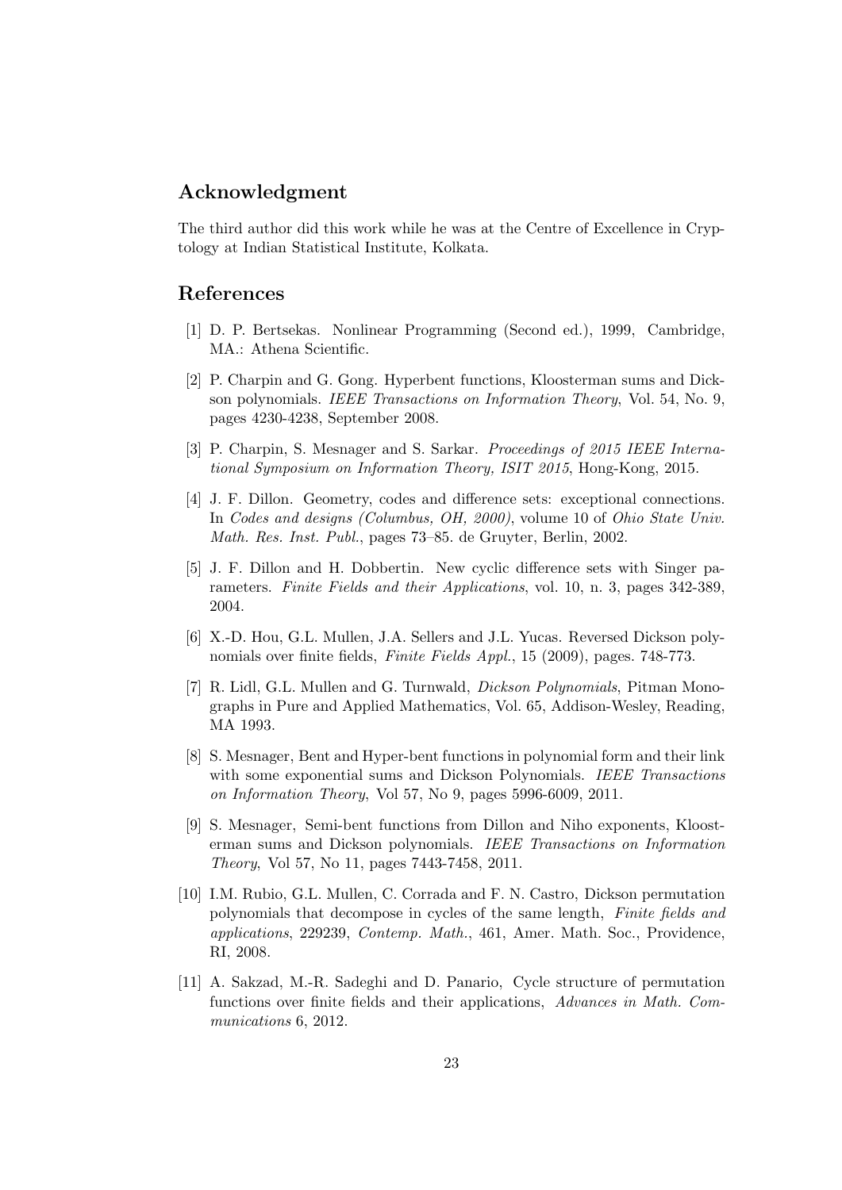## Acknowledgment

The third author did this work while he was at the Centre of Excellence in Cryptology at Indian Statistical Institute, Kolkata.

## References

[1] D. P. Bertsekas. Nonlinear Programming (Second ed.), 1999, Cambridge, MA.: Athena Scientific.

[2] P. Charpin and G. Gong. Hyperbent functions, Kloosterman sums and Dickson polynomials. *IEEE Transactions on Information Theory*, Vol. 54, No. 9, pages 4230-4238, September 2008.

[3] P. Charpin, S. Mesnager and S. Sarkar. *Proceedings of 2015 IEEE International Symposium on Information Theory, ISIT 2015*, Hong-Kong, 2015.

[4] J. F. Dillon. Geometry, codes and difference sets: exceptional connections. In *Codes and designs (Columbus, OH, 2000)*, volume 10 of *Ohio State Univ. Math. Res. Inst. Publ.*, pages 73–85. de Gruyter, Berlin, 2002.

[5] J. F. Dillon and H. Dobbertin. New cyclic difference sets with Singer parameters. *Finite Fields and their Applications*, vol. 10, n. 3, pages 342-389, 2004.

[6] X.-D. Hou, G.L. Mullen, J.A. Sellers and J.L. Yucas. Reversed Dickson polynomials over finite fields, *Finite Fields Appl.*, 15 (2009), pages. 748-773.

[7] R. Lidl, G.L. Mullen and G. Turnwald, *Dickson Polynomials*, Pitman Monographs in Pure and Applied Mathematics, Vol. 65, Addison-Wesley, Reading, MA 1993.

[8] S. Mesnager, Bent and Hyper-bent functions in polynomial form and their link with some exponential sums and Dickson Polynomials. *IEEE Transactions on Information Theory*, Vol 57, No 9, pages 5996-6009, 2011.

[9] S. Mesnager, Semi-bent functions from Dillon and Niho exponents, Kloosterman sums and Dickson polynomials. *IEEE Transactions on Information Theory*, Vol 57, No 11, pages 7443-7458, 2011.

[10] I.M. Rubio, G.L. Mullen, C. Corrada and F. N. Castro, Dickson permutation polynomials that decompose in cycles of the same length, *Finite fields and applications*, 229239, *Contemp. Math.*, 461, Amer. Math. Soc., Providence, RI, 2008.

[11] A. Sakzad, M.-R. Sadeghi and D. Panario, Cycle structure of permutation functions over finite fields and their applications, *Advances in Math. Communications* 6, 2012.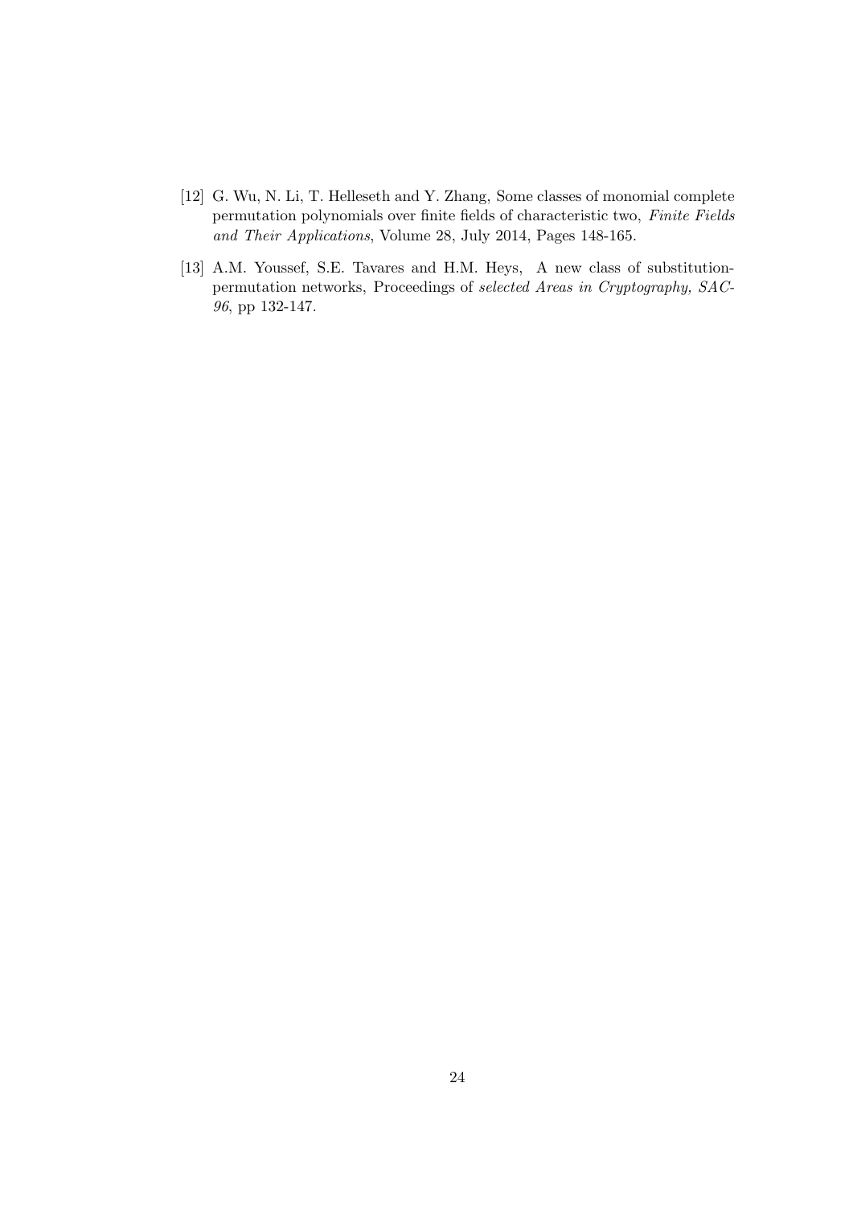[12] G. Wu, N. Li, T. Helleseth and Y. Zhang, Some classes of monomial complete permutation polynomials over finite fields of characteristic two, *Finite Fields and Their Applications*, Volume 28, July 2014, Pages 148-165.

[13] A.M. Youssef, S.E. Tavares and H.M. Heys, A new class of substitution-permutation networks, Proceedings of *selected Areas in Cryptography, SAC-96*, pp 132-147.